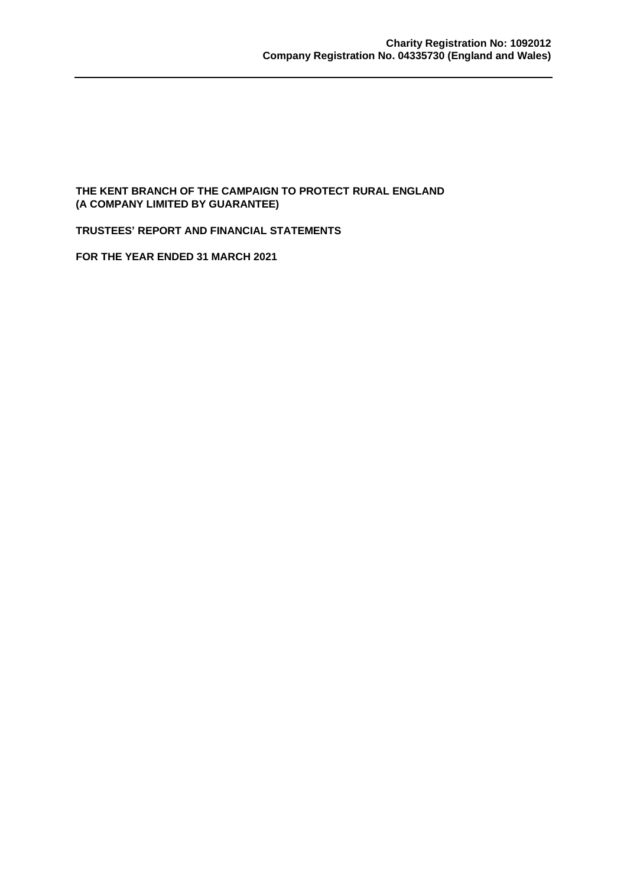**Charity Registration No: 1092012**
**Company Registration No. 04335730 (England and Wales)**

---

# THE KENT BRANCH OF THE CAMPAIGN TO PROTECT RURAL ENGLAND (A COMPANY LIMITED BY GUARANTEE)

## TRUSTEES' REPORT AND FINANCIAL STATEMENTS

## FOR THE YEAR ENDED 31 MARCH 2021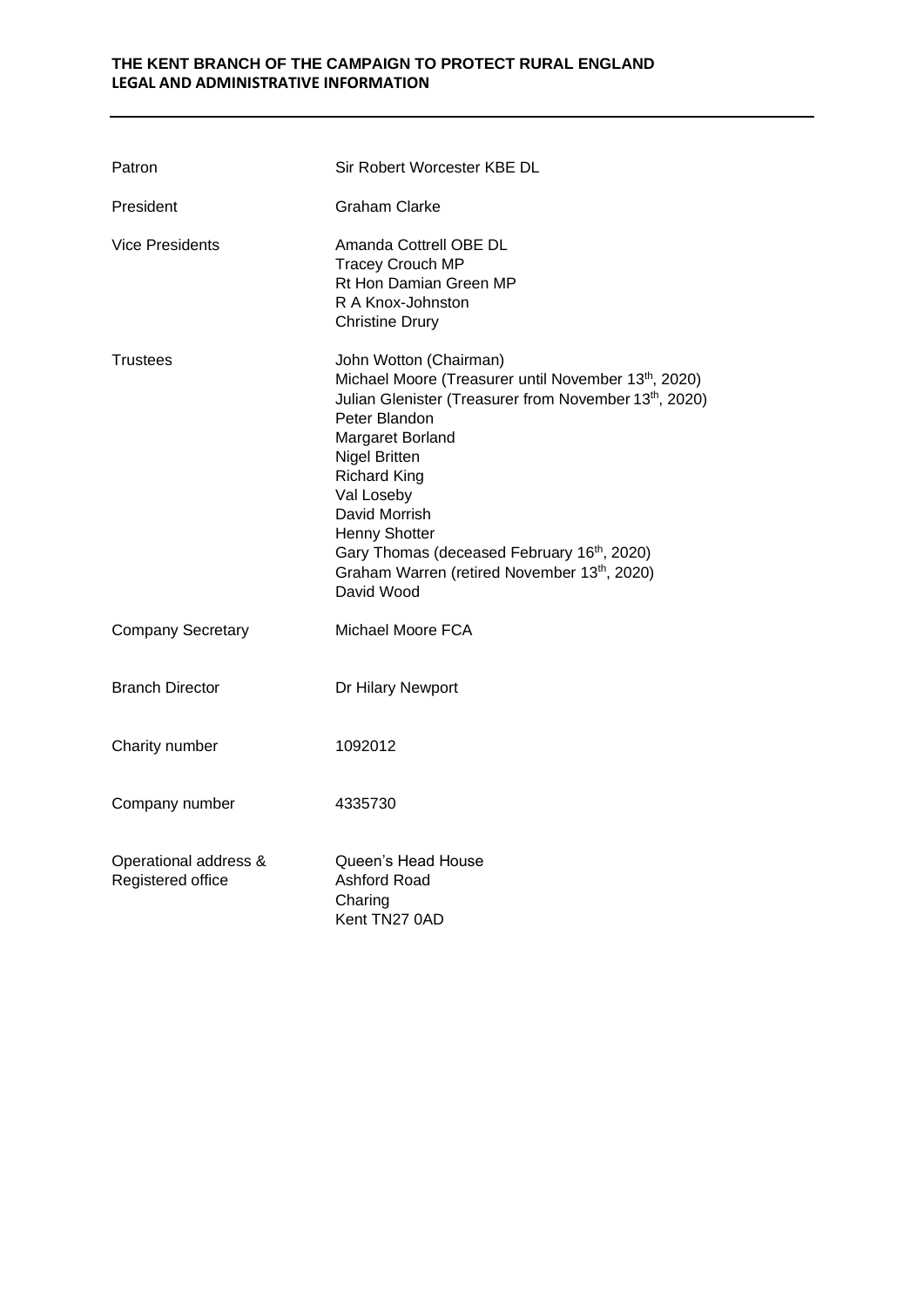**THE KENT BRANCH OF THE CAMPAIGN TO PROTECT RURAL ENGLAND**
**LEGAL AND ADMINISTRATIVE INFORMATION**

| | |
|---|---|
| Patron | Sir Robert Worcester KBE DL |
| President | Graham Clarke |
| Vice Presidents | Amanda Cottrell OBE DL<br>Tracey Crouch MP<br>Rt Hon Damian Green MP<br>R A Knox-Johnston<br>Christine Drury |
| Trustees | John Wotton (Chairman)<br>Michael Moore (Treasurer until November 13th, 2020)<br>Julian Glenister (Treasurer from November 13th, 2020)<br>Peter Blandon<br>Margaret Borland<br>Nigel Britten<br>Richard King<br>Val Loseby<br>David Morrish<br>Henny Shotter<br>Gary Thomas (deceased February 16th, 2020)<br>Graham Warren (retired November 13th, 2020)<br>David Wood |
| Company Secretary | Michael Moore FCA |
| Branch Director | Dr Hilary Newport |
| Charity number | 1092012 |
| Company number | 4335730 |
| Operational address & Registered office | Queen's Head House<br>Ashford Road<br>Charing<br>Kent TN27 0AD |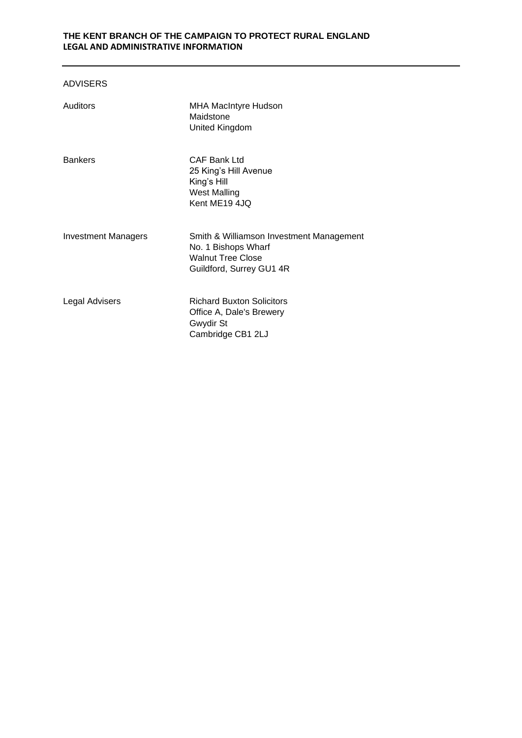## ADVISERS

| | |
|---|---|
| Auditors | MHA MacIntyre Hudson<br>Maidstone<br>United Kingdom |
| Bankers | CAF Bank Ltd<br>25 King's Hill Avenue<br>King's Hill<br>West Malling<br>Kent ME19 4JQ |
| Investment Managers | Smith & Williamson Investment Management<br>No. 1 Bishops Wharf<br>Walnut Tree Close<br>Guildford, Surrey GU1 4R |
| Legal Advisers | Richard Buxton Solicitors<br>Office A, Dale's Brewery<br>Gwydir St<br>Cambridge CB1 2LJ |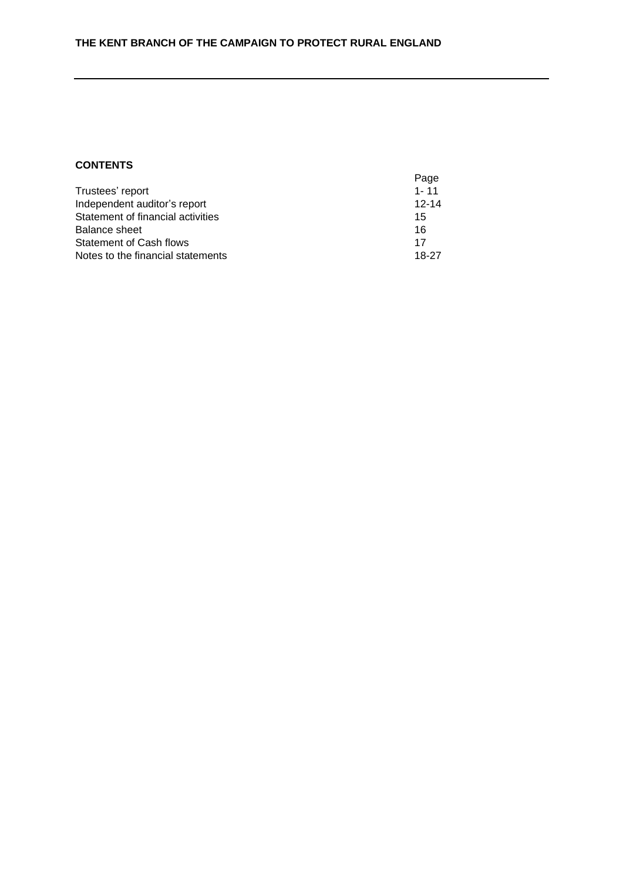**THE KENT BRANCH OF THE CAMPAIGN TO PROTECT RURAL ENGLAND**

## CONTENTS

| | Page |
|---|---|
| Trustees' report | 1- 11 |
| Independent auditor's report | 12-14 |
| Statement of financial activities | 15 |
| Balance sheet | 16 |
| Statement of Cash flows | 17 |
| Notes to the financial statements | 18-27 |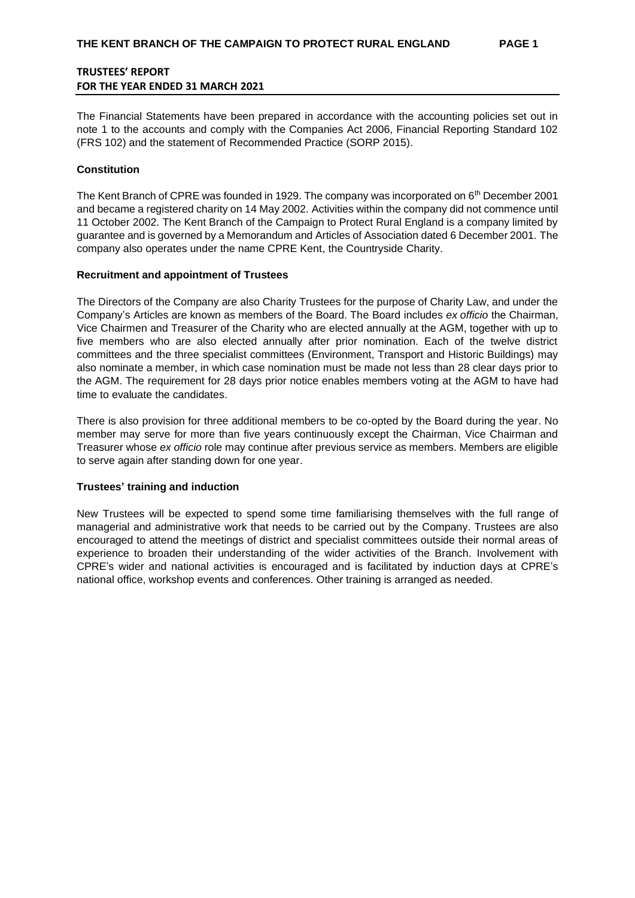## TRUSTEES' REPORT
## FOR THE YEAR ENDED 31 MARCH 2021

The Financial Statements have been prepared in accordance with the accounting policies set out in note 1 to the accounts and comply with the Companies Act 2006, Financial Reporting Standard 102 (FRS 102) and the statement of Recommended Practice (SORP 2015).

**Constitution**

The Kent Branch of CPRE was founded in 1929. The company was incorporated on 6th December 2001 and became a registered charity on 14 May 2002. Activities within the company did not commence until 11 October 2002. The Kent Branch of the Campaign to Protect Rural England is a company limited by guarantee and is governed by a Memorandum and Articles of Association dated 6 December 2001. The company also operates under the name CPRE Kent, the Countryside Charity.

**Recruitment and appointment of Trustees**

The Directors of the Company are also Charity Trustees for the purpose of Charity Law, and under the Company's Articles are known as members of the Board. The Board includes *ex officio* the Chairman, Vice Chairmen and Treasurer of the Charity who are elected annually at the AGM, together with up to five members who are also elected annually after prior nomination. Each of the twelve district committees and the three specialist committees (Environment, Transport and Historic Buildings) may also nominate a member, in which case nomination must be made not less than 28 clear days prior to the AGM. The requirement for 28 days prior notice enables members voting at the AGM to have had time to evaluate the candidates.

There is also provision for three additional members to be co-opted by the Board during the year. No member may serve for more than five years continuously except the Chairman, Vice Chairman and Treasurer whose *ex officio* role may continue after previous service as members. Members are eligible to serve again after standing down for one year.

**Trustees' training and induction**

New Trustees will be expected to spend some time familiarising themselves with the full range of managerial and administrative work that needs to be carried out by the Company. Trustees are also encouraged to attend the meetings of district and specialist committees outside their normal areas of experience to broaden their understanding of the wider activities of the Branch. Involvement with CPRE's wider and national activities is encouraged and is facilitated by induction days at CPRE's national office, workshop events and conferences. Other training is arranged as needed.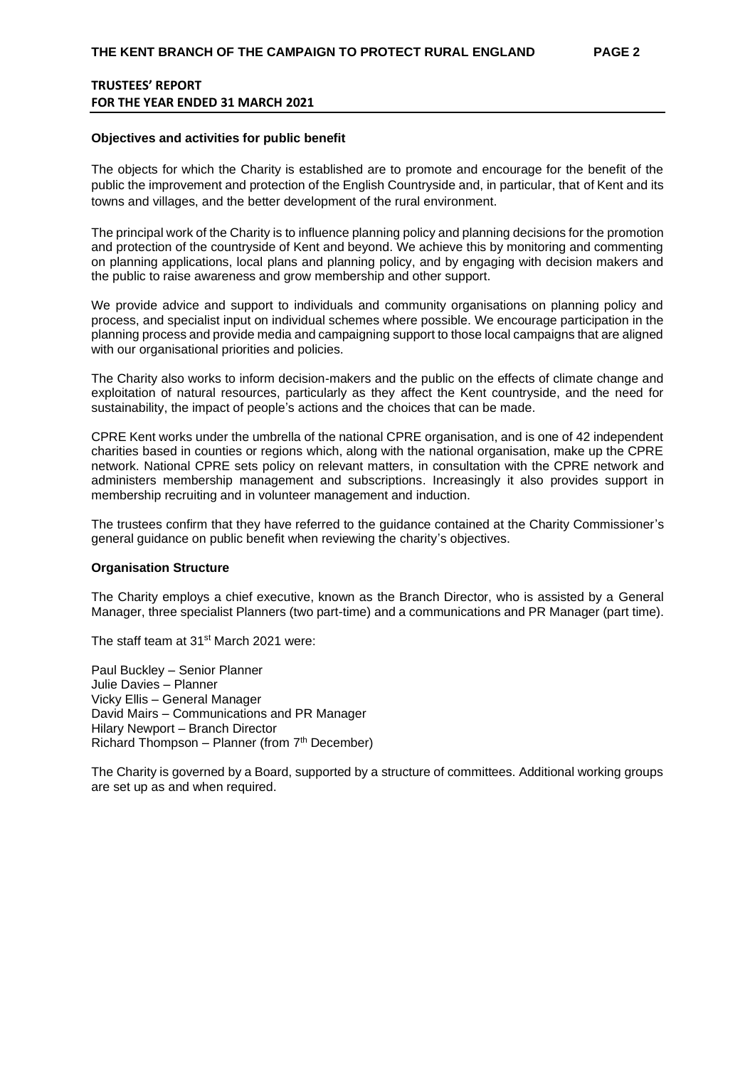## TRUSTEES' REPORT
## FOR THE YEAR ENDED 31 MARCH 2021

**Objectives and activities for public benefit**

The objects for which the Charity is established are to promote and encourage for the benefit of the public the improvement and protection of the English Countryside and, in particular, that of Kent and its towns and villages, and the better development of the rural environment.

The principal work of the Charity is to influence planning policy and planning decisions for the promotion and protection of the countryside of Kent and beyond. We achieve this by monitoring and commenting on planning applications, local plans and planning policy, and by engaging with decision makers and the public to raise awareness and grow membership and other support.

We provide advice and support to individuals and community organisations on planning policy and process, and specialist input on individual schemes where possible. We encourage participation in the planning process and provide media and campaigning support to those local campaigns that are aligned with our organisational priorities and policies.

The Charity also works to inform decision-makers and the public on the effects of climate change and exploitation of natural resources, particularly as they affect the Kent countryside, and the need for sustainability, the impact of people's actions and the choices that can be made.

CPRE Kent works under the umbrella of the national CPRE organisation, and is one of 42 independent charities based in counties or regions which, along with the national organisation, make up the CPRE network. National CPRE sets policy on relevant matters, in consultation with the CPRE network and administers membership management and subscriptions. Increasingly it also provides support in membership recruiting and in volunteer management and induction.

The trustees confirm that they have referred to the guidance contained at the Charity Commissioner's general guidance on public benefit when reviewing the charity's objectives.

**Organisation Structure**

The Charity employs a chief executive, known as the Branch Director, who is assisted by a General Manager, three specialist Planners (two part-time) and a communications and PR Manager (part time).

The staff team at 31st March 2021 were:

Paul Buckley – Senior Planner
Julie Davies – Planner
Vicky Ellis – General Manager
David Mairs – Communications and PR Manager
Hilary Newport – Branch Director
Richard Thompson – Planner (from 7th December)

The Charity is governed by a Board, supported by a structure of committees. Additional working groups are set up as and when required.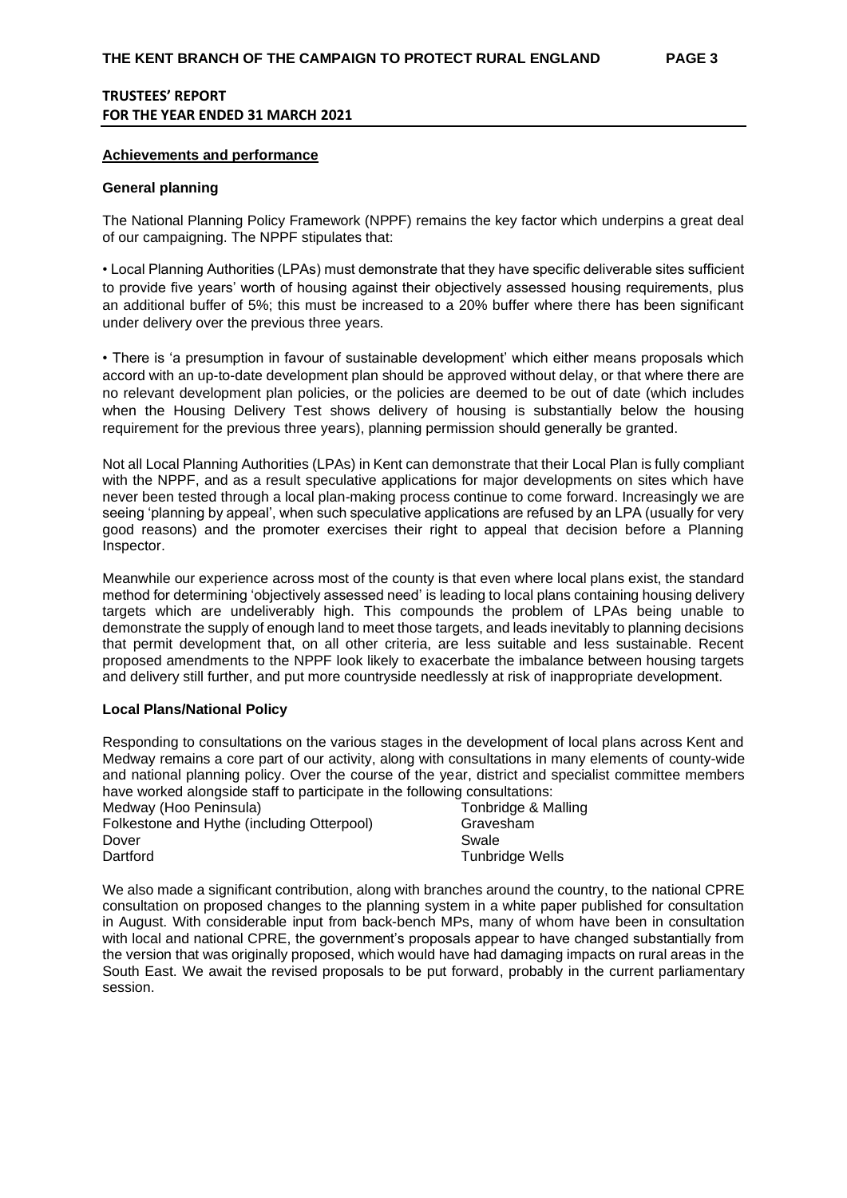## TRUSTEES' REPORT
## FOR THE YEAR ENDED 31 MARCH 2021

### Achievements and performance

**General planning**

The National Planning Policy Framework (NPPF) remains the key factor which underpins a great deal of our campaigning. The NPPF stipulates that:

- Local Planning Authorities (LPAs) must demonstrate that they have specific deliverable sites sufficient to provide five years' worth of housing against their objectively assessed housing requirements, plus an additional buffer of 5%; this must be increased to a 20% buffer where there has been significant under delivery over the previous three years.

- There is 'a presumption in favour of sustainable development' which either means proposals which accord with an up-to-date development plan should be approved without delay, or that where there are no relevant development plan policies, or the policies are deemed to be out of date (which includes when the Housing Delivery Test shows delivery of housing is substantially below the housing requirement for the previous three years), planning permission should generally be granted.

Not all Local Planning Authorities (LPAs) in Kent can demonstrate that their Local Plan is fully compliant with the NPPF, and as a result speculative applications for major developments on sites which have never been tested through a local plan-making process continue to come forward. Increasingly we are seeing 'planning by appeal', when such speculative applications are refused by an LPA (usually for very good reasons) and the promoter exercises their right to appeal that decision before a Planning Inspector.

Meanwhile our experience across most of the county is that even where local plans exist, the standard method for determining 'objectively assessed need' is leading to local plans containing housing delivery targets which are undeliverably high. This compounds the problem of LPAs being unable to demonstrate the supply of enough land to meet those targets, and leads inevitably to planning decisions that permit development that, on all other criteria, are less suitable and less sustainable. Recent proposed amendments to the NPPF look likely to exacerbate the imbalance between housing targets and delivery still further, and put more countryside needlessly at risk of inappropriate development.

**Local Plans/National Policy**

Responding to consultations on the various stages in the development of local plans across Kent and Medway remains a core part of our activity, along with consultations in many elements of county-wide and national planning policy. Over the course of the year, district and specialist committee members have worked alongside staff to participate in the following consultations:

Medway (Hoo Peninsula)
Folkestone and Hythe (including Otterpool)
Dover
Dartford
Tonbridge & Malling
Gravesham
Swale
Tunbridge Wells

We also made a significant contribution, along with branches around the country, to the national CPRE consultation on proposed changes to the planning system in a white paper published for consultation in August. With considerable input from back-bench MPs, many of whom have been in consultation with local and national CPRE, the government's proposals appear to have changed substantially from the version that was originally proposed, which would have had damaging impacts on rural areas in the South East. We await the revised proposals to be put forward, probably in the current parliamentary session.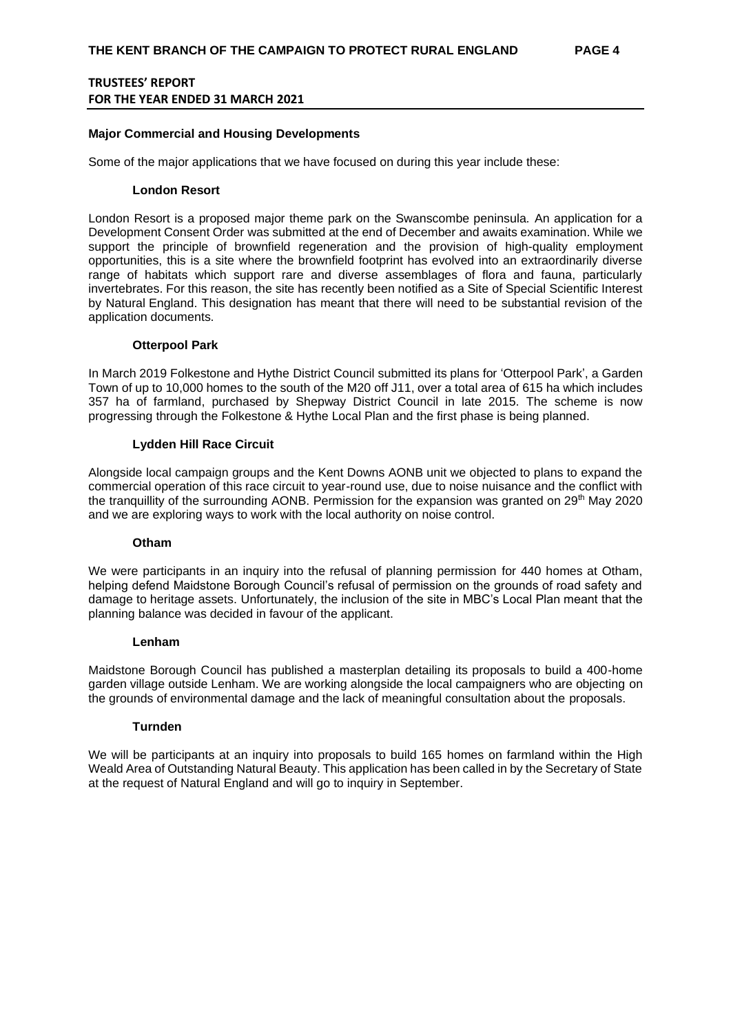## TRUSTEES' REPORT
## FOR THE YEAR ENDED 31 MARCH 2021

### Major Commercial and Housing Developments

Some of the major applications that we have focused on during this year include these:

#### London Resort

London Resort is a proposed major theme park on the Swanscombe peninsula. An application for a Development Consent Order was submitted at the end of December and awaits examination. While we support the principle of brownfield regeneration and the provision of high-quality employment opportunities, this is a site where the brownfield footprint has evolved into an extraordinarily diverse range of habitats which support rare and diverse assemblages of flora and fauna, particularly invertebrates. For this reason, the site has recently been notified as a Site of Special Scientific Interest by Natural England. This designation has meant that there will need to be substantial revision of the application documents.

#### Otterpool Park

In March 2019 Folkestone and Hythe District Council submitted its plans for 'Otterpool Park', a Garden Town of up to 10,000 homes to the south of the M20 off J11, over a total area of 615 ha which includes 357 ha of farmland, purchased by Shepway District Council in late 2015. The scheme is now progressing through the Folkestone & Hythe Local Plan and the first phase is being planned.

#### Lydden Hill Race Circuit

Alongside local campaign groups and the Kent Downs AONB unit we objected to plans to expand the commercial operation of this race circuit to year-round use, due to noise nuisance and the conflict with the tranquillity of the surrounding AONB. Permission for the expansion was granted on 29th May 2020 and we are exploring ways to work with the local authority on noise control.

#### Otham

We were participants in an inquiry into the refusal of planning permission for 440 homes at Otham, helping defend Maidstone Borough Council's refusal of permission on the grounds of road safety and damage to heritage assets. Unfortunately, the inclusion of the site in MBC's Local Plan meant that the planning balance was decided in favour of the applicant.

#### Lenham

Maidstone Borough Council has published a masterplan detailing its proposals to build a 400-home garden village outside Lenham. We are working alongside the local campaigners who are objecting on the grounds of environmental damage and the lack of meaningful consultation about the proposals.

#### Turnden

We will be participants at an inquiry into proposals to build 165 homes on farmland within the High Weald Area of Outstanding Natural Beauty. This application has been called in by the Secretary of State at the request of Natural England and will go to inquiry in September.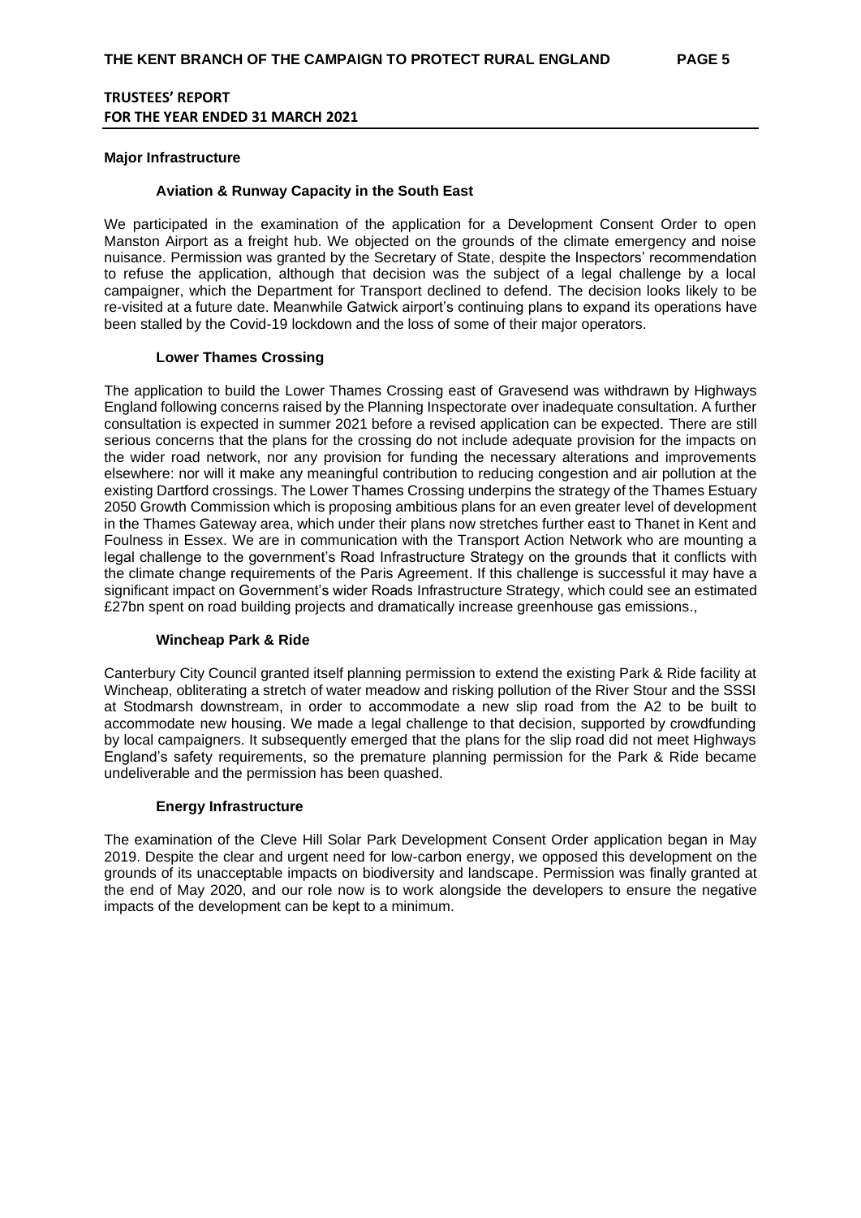## TRUSTEES' REPORT
## FOR THE YEAR ENDED 31 MARCH 2021

### Major Infrastructure

#### Aviation & Runway Capacity in the South East

We participated in the examination of the application for a Development Consent Order to open Manston Airport as a freight hub. We objected on the grounds of the climate emergency and noise nuisance. Permission was granted by the Secretary of State, despite the Inspectors' recommendation to refuse the application, although that decision was the subject of a legal challenge by a local campaigner, which the Department for Transport declined to defend. The decision looks likely to be re-visited at a future date. Meanwhile Gatwick airport's continuing plans to expand its operations have been stalled by the Covid-19 lockdown and the loss of some of their major operators.

#### Lower Thames Crossing

The application to build the Lower Thames Crossing east of Gravesend was withdrawn by Highways England following concerns raised by the Planning Inspectorate over inadequate consultation. A further consultation is expected in summer 2021 before a revised application can be expected. There are still serious concerns that the plans for the crossing do not include adequate provision for the impacts on the wider road network, nor any provision for funding the necessary alterations and improvements elsewhere: nor will it make any meaningful contribution to reducing congestion and air pollution at the existing Dartford crossings. The Lower Thames Crossing underpins the strategy of the Thames Estuary 2050 Growth Commission which is proposing ambitious plans for an even greater level of development in the Thames Gateway area, which under their plans now stretches further east to Thanet in Kent and Foulness in Essex. We are in communication with the Transport Action Network who are mounting a legal challenge to the government's Road Infrastructure Strategy on the grounds that it conflicts with the climate change requirements of the Paris Agreement. If this challenge is successful it may have a significant impact on Government's wider Roads Infrastructure Strategy, which could see an estimated £27bn spent on road building projects and dramatically increase greenhouse gas emissions.,

#### Wincheap Park & Ride

Canterbury City Council granted itself planning permission to extend the existing Park & Ride facility at Wincheap, obliterating a stretch of water meadow and risking pollution of the River Stour and the SSSI at Stodmarsh downstream, in order to accommodate a new slip road from the A2 to be built to accommodate new housing. We made a legal challenge to that decision, supported by crowdfunding by local campaigners. It subsequently emerged that the plans for the slip road did not meet Highways England's safety requirements, so the premature planning permission for the Park & Ride became undeliverable and the permission has been quashed.

#### Energy Infrastructure

The examination of the Cleve Hill Solar Park Development Consent Order application began in May 2019. Despite the clear and urgent need for low-carbon energy, we opposed this development on the grounds of its unacceptable impacts on biodiversity and landscape. Permission was finally granted at the end of May 2020, and our role now is to work alongside the developers to ensure the negative impacts of the development can be kept to a minimum.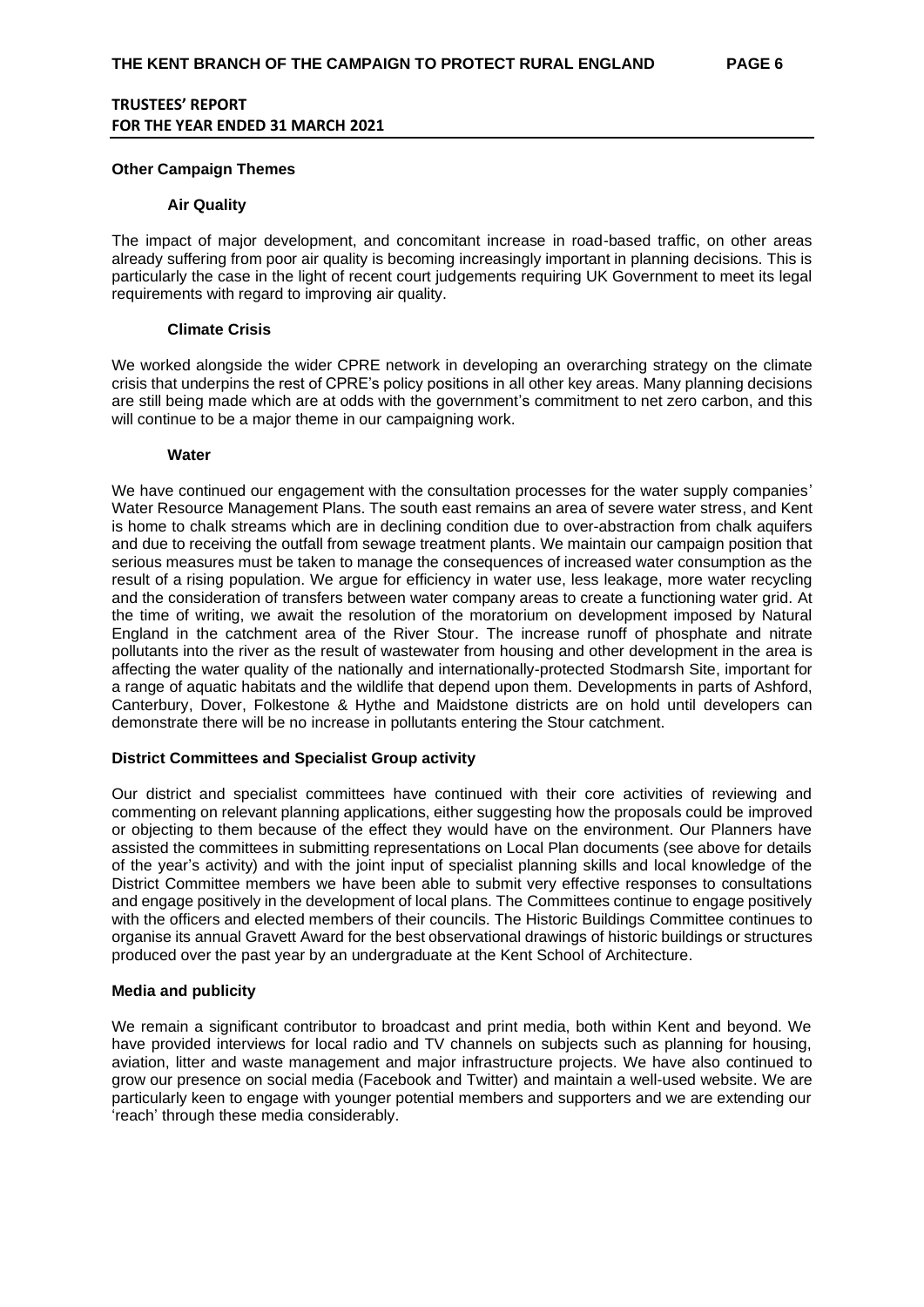**TRUSTEES' REPORT**
**FOR THE YEAR ENDED 31 MARCH 2021**

## Other Campaign Themes

### Air Quality

The impact of major development, and concomitant increase in road-based traffic, on other areas already suffering from poor air quality is becoming increasingly important in planning decisions. This is particularly the case in the light of recent court judgements requiring UK Government to meet its legal requirements with regard to improving air quality.

### Climate Crisis

We worked alongside the wider CPRE network in developing an overarching strategy on the climate crisis that underpins the rest of CPRE's policy positions in all other key areas. Many planning decisions are still being made which are at odds with the government's commitment to net zero carbon, and this will continue to be a major theme in our campaigning work.

### Water

We have continued our engagement with the consultation processes for the water supply companies' Water Resource Management Plans. The south east remains an area of severe water stress, and Kent is home to chalk streams which are in declining condition due to over-abstraction from chalk aquifers and due to receiving the outfall from sewage treatment plants. We maintain our campaign position that serious measures must be taken to manage the consequences of increased water consumption as the result of a rising population. We argue for efficiency in water use, less leakage, more water recycling and the consideration of transfers between water company areas to create a functioning water grid. At the time of writing, we await the resolution of the moratorium on development imposed by Natural England in the catchment area of the River Stour. The increase runoff of phosphate and nitrate pollutants into the river as the result of wastewater from housing and other development in the area is affecting the water quality of the nationally and internationally-protected Stodmarsh Site, important for a range of aquatic habitats and the wildlife that depend upon them. Developments in parts of Ashford, Canterbury, Dover, Folkestone & Hythe and Maidstone districts are on hold until developers can demonstrate there will be no increase in pollutants entering the Stour catchment.

## District Committees and Specialist Group activity

Our district and specialist committees have continued with their core activities of reviewing and commenting on relevant planning applications, either suggesting how the proposals could be improved or objecting to them because of the effect they would have on the environment. Our Planners have assisted the committees in submitting representations on Local Plan documents (see above for details of the year's activity) and with the joint input of specialist planning skills and local knowledge of the District Committee members we have been able to submit very effective responses to consultations and engage positively in the development of local plans. The Committees continue to engage positively with the officers and elected members of their councils. The Historic Buildings Committee continues to organise its annual Gravett Award for the best observational drawings of historic buildings or structures produced over the past year by an undergraduate at the Kent School of Architecture.

## Media and publicity

We remain a significant contributor to broadcast and print media, both within Kent and beyond. We have provided interviews for local radio and TV channels on subjects such as planning for housing, aviation, litter and waste management and major infrastructure projects. We have also continued to grow our presence on social media (Facebook and Twitter) and maintain a well-used website. We are particularly keen to engage with younger potential members and supporters and we are extending our 'reach' through these media considerably.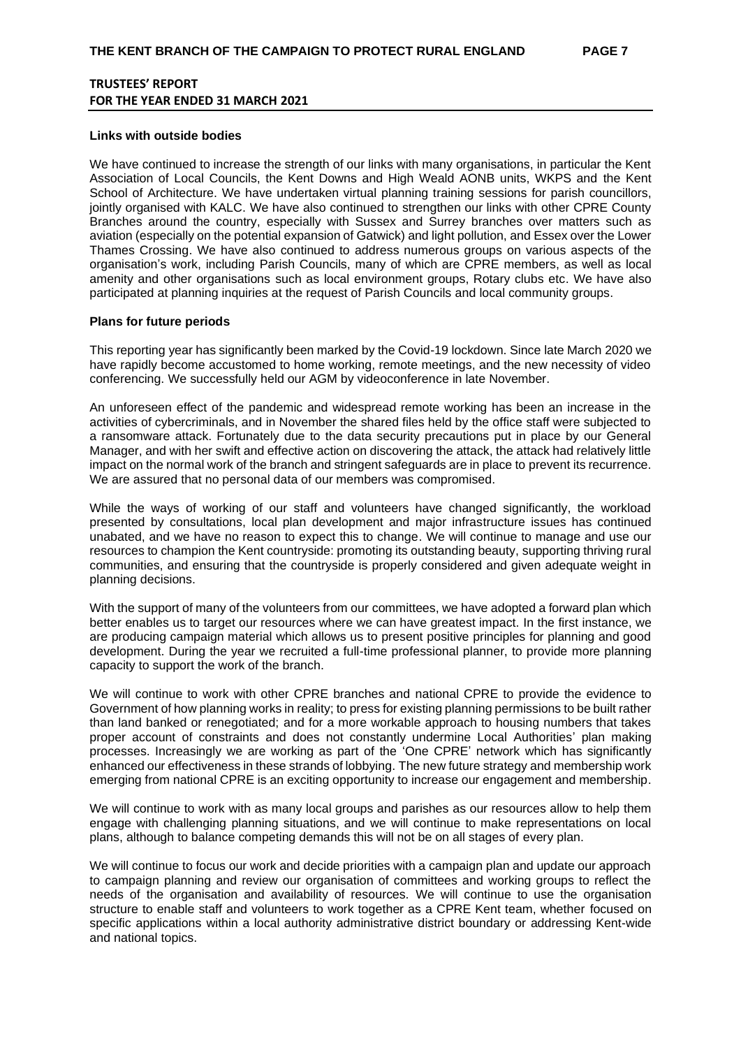## TRUSTEES' REPORT
## FOR THE YEAR ENDED 31 MARCH 2021

### Links with outside bodies

We have continued to increase the strength of our links with many organisations, in particular the Kent Association of Local Councils, the Kent Downs and High Weald AONB units, WKPS and the Kent School of Architecture. We have undertaken virtual planning training sessions for parish councillors, jointly organised with KALC. We have also continued to strengthen our links with other CPRE County Branches around the country, especially with Sussex and Surrey branches over matters such as aviation (especially on the potential expansion of Gatwick) and light pollution, and Essex over the Lower Thames Crossing. We have also continued to address numerous groups on various aspects of the organisation's work, including Parish Councils, many of which are CPRE members, as well as local amenity and other organisations such as local environment groups, Rotary clubs etc. We have also participated at planning inquiries at the request of Parish Councils and local community groups.

### Plans for future periods

This reporting year has significantly been marked by the Covid-19 lockdown. Since late March 2020 we have rapidly become accustomed to home working, remote meetings, and the new necessity of video conferencing. We successfully held our AGM by videoconference in late November.

An unforeseen effect of the pandemic and widespread remote working has been an increase in the activities of cybercriminals, and in November the shared files held by the office staff were subjected to a ransomware attack. Fortunately due to the data security precautions put in place by our General Manager, and with her swift and effective action on discovering the attack, the attack had relatively little impact on the normal work of the branch and stringent safeguards are in place to prevent its recurrence. We are assured that no personal data of our members was compromised.

While the ways of working of our staff and volunteers have changed significantly, the workload presented by consultations, local plan development and major infrastructure issues has continued unabated, and we have no reason to expect this to change. We will continue to manage and use our resources to champion the Kent countryside: promoting its outstanding beauty, supporting thriving rural communities, and ensuring that the countryside is properly considered and given adequate weight in planning decisions.

With the support of many of the volunteers from our committees, we have adopted a forward plan which better enables us to target our resources where we can have greatest impact. In the first instance, we are producing campaign material which allows us to present positive principles for planning and good development. During the year we recruited a full-time professional planner, to provide more planning capacity to support the work of the branch.

We will continue to work with other CPRE branches and national CPRE to provide the evidence to Government of how planning works in reality; to press for existing planning permissions to be built rather than land banked or renegotiated; and for a more workable approach to housing numbers that takes proper account of constraints and does not constantly undermine Local Authorities' plan making processes. Increasingly we are working as part of the 'One CPRE' network which has significantly enhanced our effectiveness in these strands of lobbying. The new future strategy and membership work emerging from national CPRE is an exciting opportunity to increase our engagement and membership.

We will continue to work with as many local groups and parishes as our resources allow to help them engage with challenging planning situations, and we will continue to make representations on local plans, although to balance competing demands this will not be on all stages of every plan.

We will continue to focus our work and decide priorities with a campaign plan and update our approach to campaign planning and review our organisation of committees and working groups to reflect the needs of the organisation and availability of resources. We will continue to use the organisation structure to enable staff and volunteers to work together as a CPRE Kent team, whether focused on specific applications within a local authority administrative district boundary or addressing Kent-wide and national topics.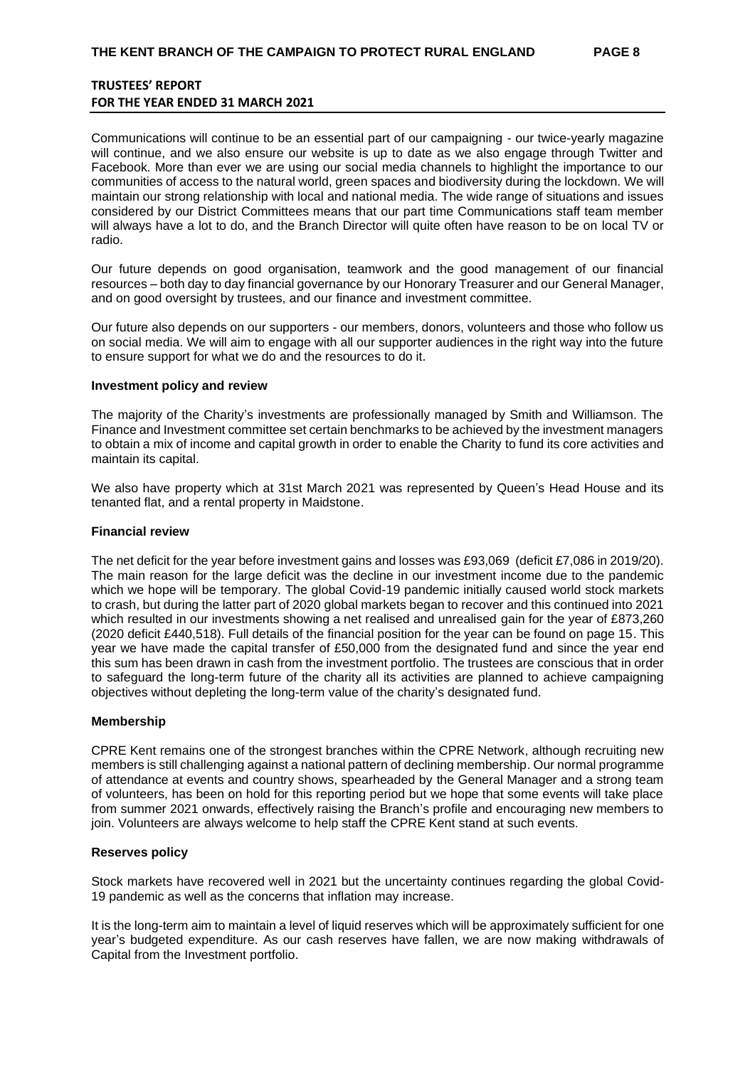## TRUSTEES' REPORT
## FOR THE YEAR ENDED 31 MARCH 2021

Communications will continue to be an essential part of our campaigning - our twice-yearly magazine will continue, and we also ensure our website is up to date as we also engage through Twitter and Facebook. More than ever we are using our social media channels to highlight the importance to our communities of access to the natural world, green spaces and biodiversity during the lockdown. We will maintain our strong relationship with local and national media. The wide range of situations and issues considered by our District Committees means that our part time Communications staff team member will always have a lot to do, and the Branch Director will quite often have reason to be on local TV or radio.

Our future depends on good organisation, teamwork and the good management of our financial resources – both day to day financial governance by our Honorary Treasurer and our General Manager, and on good oversight by trustees, and our finance and investment committee.

Our future also depends on our supporters - our members, donors, volunteers and those who follow us on social media. We will aim to engage with all our supporter audiences in the right way into the future to ensure support for what we do and the resources to do it.

**Investment policy and review**

The majority of the Charity's investments are professionally managed by Smith and Williamson. The Finance and Investment committee set certain benchmarks to be achieved by the investment managers to obtain a mix of income and capital growth in order to enable the Charity to fund its core activities and maintain its capital.

We also have property which at 31st March 2021 was represented by Queen's Head House and its tenanted flat, and a rental property in Maidstone.

**Financial review**

The net deficit for the year before investment gains and losses was £93,069 (deficit £7,086 in 2019/20). The main reason for the large deficit was the decline in our investment income due to the pandemic which we hope will be temporary. The global Covid-19 pandemic initially caused world stock markets to crash, but during the latter part of 2020 global markets began to recover and this continued into 2021 which resulted in our investments showing a net realised and unrealised gain for the year of £873,260 (2020 deficit £440,518). Full details of the financial position for the year can be found on page 15. This year we have made the capital transfer of £50,000 from the designated fund and since the year end this sum has been drawn in cash from the investment portfolio. The trustees are conscious that in order to safeguard the long-term future of the charity all its activities are planned to achieve campaigning objectives without depleting the long-term value of the charity's designated fund.

**Membership**

CPRE Kent remains one of the strongest branches within the CPRE Network, although recruiting new members is still challenging against a national pattern of declining membership. Our normal programme of attendance at events and country shows, spearheaded by the General Manager and a strong team of volunteers, has been on hold for this reporting period but we hope that some events will take place from summer 2021 onwards, effectively raising the Branch's profile and encouraging new members to join. Volunteers are always welcome to help staff the CPRE Kent stand at such events.

**Reserves policy**

Stock markets have recovered well in 2021 but the uncertainty continues regarding the global Covid-19 pandemic as well as the concerns that inflation may increase.

It is the long-term aim to maintain a level of liquid reserves which will be approximately sufficient for one year's budgeted expenditure. As our cash reserves have fallen, we are now making withdrawals of Capital from the Investment portfolio.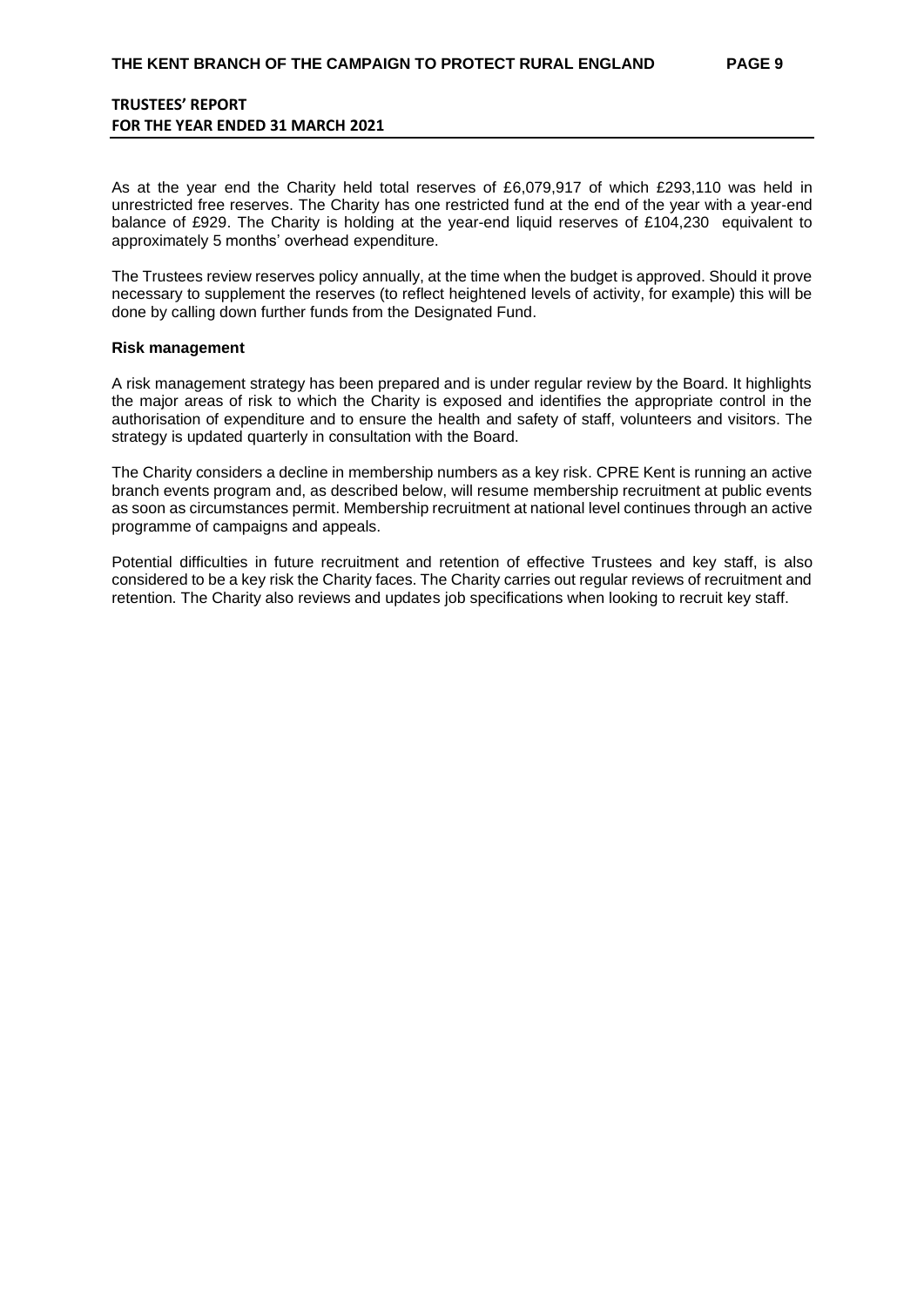As at the year end the Charity held total reserves of £6,079,917 of which £293,110 was held in unrestricted free reserves. The Charity has one restricted fund at the end of the year with a year-end balance of £929. The Charity is holding at the year-end liquid reserves of £104,230 equivalent to approximately 5 months' overhead expenditure.

The Trustees review reserves policy annually, at the time when the budget is approved. Should it prove necessary to supplement the reserves (to reflect heightened levels of activity, for example) this will be done by calling down further funds from the Designated Fund.

**Risk management**

A risk management strategy has been prepared and is under regular review by the Board. It highlights the major areas of risk to which the Charity is exposed and identifies the appropriate control in the authorisation of expenditure and to ensure the health and safety of staff, volunteers and visitors. The strategy is updated quarterly in consultation with the Board.

The Charity considers a decline in membership numbers as a key risk. CPRE Kent is running an active branch events program and, as described below, will resume membership recruitment at public events as soon as circumstances permit. Membership recruitment at national level continues through an active programme of campaigns and appeals.

Potential difficulties in future recruitment and retention of effective Trustees and key staff, is also considered to be a key risk the Charity faces. The Charity carries out regular reviews of recruitment and retention. The Charity also reviews and updates job specifications when looking to recruit key staff.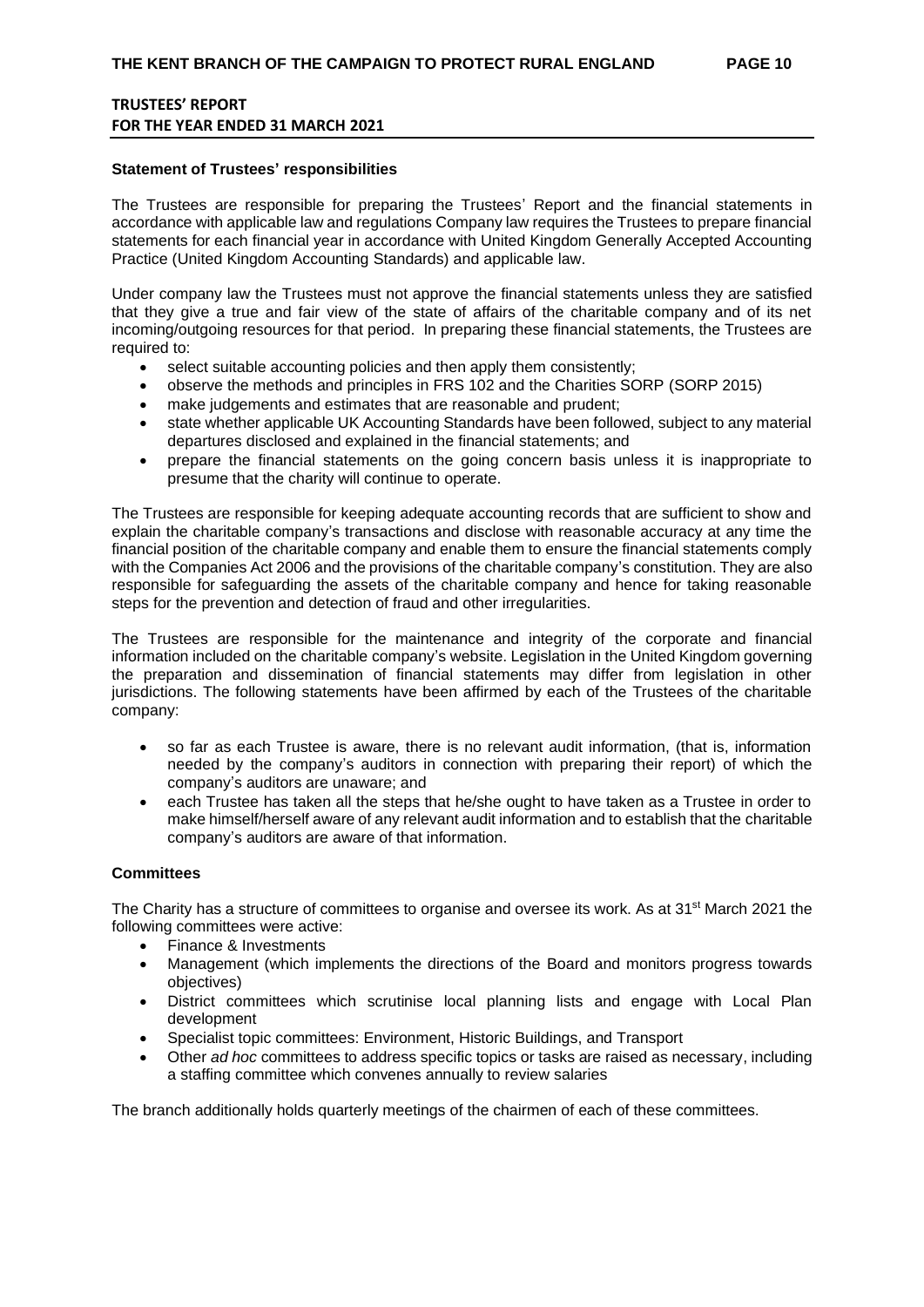## TRUSTEES' REPORT
## FOR THE YEAR ENDED 31 MARCH 2021

**Statement of Trustees' responsibilities**

The Trustees are responsible for preparing the Trustees' Report and the financial statements in accordance with applicable law and regulations Company law requires the Trustees to prepare financial statements for each financial year in accordance with United Kingdom Generally Accepted Accounting Practice (United Kingdom Accounting Standards) and applicable law.

Under company law the Trustees must not approve the financial statements unless they are satisfied that they give a true and fair view of the state of affairs of the charitable company and of its net incoming/outgoing resources for that period. In preparing these financial statements, the Trustees are required to:

- select suitable accounting policies and then apply them consistently;
- observe the methods and principles in FRS 102 and the Charities SORP (SORP 2015)
- make judgements and estimates that are reasonable and prudent;
- state whether applicable UK Accounting Standards have been followed, subject to any material departures disclosed and explained in the financial statements; and
- prepare the financial statements on the going concern basis unless it is inappropriate to presume that the charity will continue to operate.

The Trustees are responsible for keeping adequate accounting records that are sufficient to show and explain the charitable company's transactions and disclose with reasonable accuracy at any time the financial position of the charitable company and enable them to ensure the financial statements comply with the Companies Act 2006 and the provisions of the charitable company's constitution. They are also responsible for safeguarding the assets of the charitable company and hence for taking reasonable steps for the prevention and detection of fraud and other irregularities.

The Trustees are responsible for the maintenance and integrity of the corporate and financial information included on the charitable company's website. Legislation in the United Kingdom governing the preparation and dissemination of financial statements may differ from legislation in other jurisdictions. The following statements have been affirmed by each of the Trustees of the charitable company:

- so far as each Trustee is aware, there is no relevant audit information, (that is, information needed by the company's auditors in connection with preparing their report) of which the company's auditors are unaware; and
- each Trustee has taken all the steps that he/she ought to have taken as a Trustee in order to make himself/herself aware of any relevant audit information and to establish that the charitable company's auditors are aware of that information.

**Committees**

The Charity has a structure of committees to organise and oversee its work. As at 31st March 2021 the following committees were active:

- Finance & Investments
- Management (which implements the directions of the Board and monitors progress towards objectives)
- District committees which scrutinise local planning lists and engage with Local Plan development
- Specialist topic committees: Environment, Historic Buildings, and Transport
- Other *ad hoc* committees to address specific topics or tasks are raised as necessary, including a staffing committee which convenes annually to review salaries

The branch additionally holds quarterly meetings of the chairmen of each of these committees.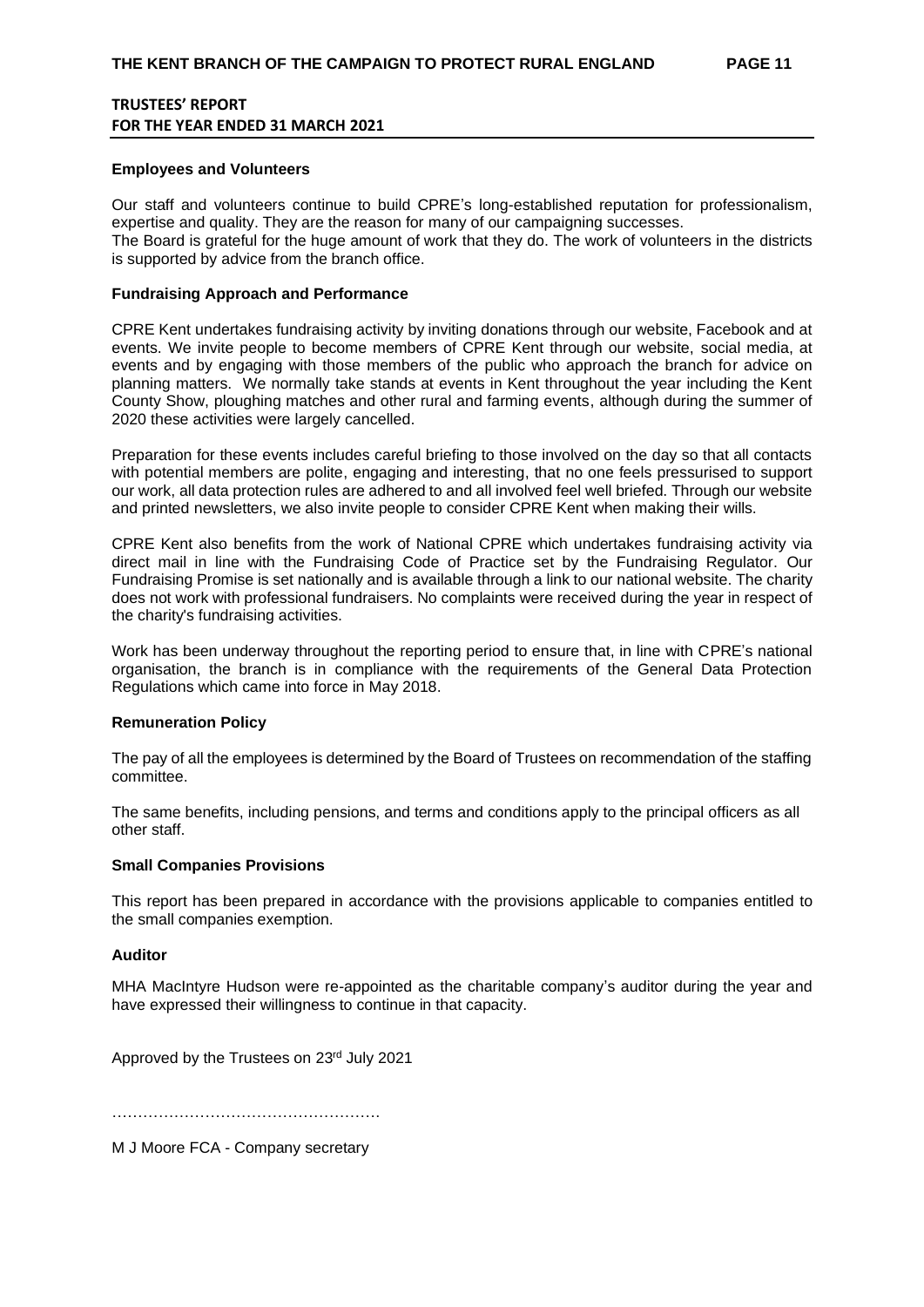## TRUSTEES' REPORT
## FOR THE YEAR ENDED 31 MARCH 2021

### Employees and Volunteers

Our staff and volunteers continue to build CPRE's long-established reputation for professionalism, expertise and quality. They are the reason for many of our campaigning successes.
The Board is grateful for the huge amount of work that they do. The work of volunteers in the districts is supported by advice from the branch office.

### Fundraising Approach and Performance

CPRE Kent undertakes fundraising activity by inviting donations through our website, Facebook and at events. We invite people to become members of CPRE Kent through our website, social media, at events and by engaging with those members of the public who approach the branch for advice on planning matters. We normally take stands at events in Kent throughout the year including the Kent County Show, ploughing matches and other rural and farming events, although during the summer of 2020 these activities were largely cancelled.

Preparation for these events includes careful briefing to those involved on the day so that all contacts with potential members are polite, engaging and interesting, that no one feels pressurised to support our work, all data protection rules are adhered to and all involved feel well briefed. Through our website and printed newsletters, we also invite people to consider CPRE Kent when making their wills.

CPRE Kent also benefits from the work of National CPRE which undertakes fundraising activity via direct mail in line with the Fundraising Code of Practice set by the Fundraising Regulator. Our Fundraising Promise is set nationally and is available through a link to our national website. The charity does not work with professional fundraisers. No complaints were received during the year in respect of the charity's fundraising activities.

Work has been underway throughout the reporting period to ensure that, in line with CPRE's national organisation, the branch is in compliance with the requirements of the General Data Protection Regulations which came into force in May 2018.

### Remuneration Policy

The pay of all the employees is determined by the Board of Trustees on recommendation of the staffing committee.

The same benefits, including pensions, and terms and conditions apply to the principal officers as all other staff.

### Small Companies Provisions

This report has been prepared in accordance with the provisions applicable to companies entitled to the small companies exemption.

### Auditor

MHA MacIntyre Hudson were re-appointed as the charitable company's auditor during the year and have expressed their willingness to continue in that capacity.

Approved by the Trustees on 23rd July 2021

……………………………………………

M J Moore FCA - Company secretary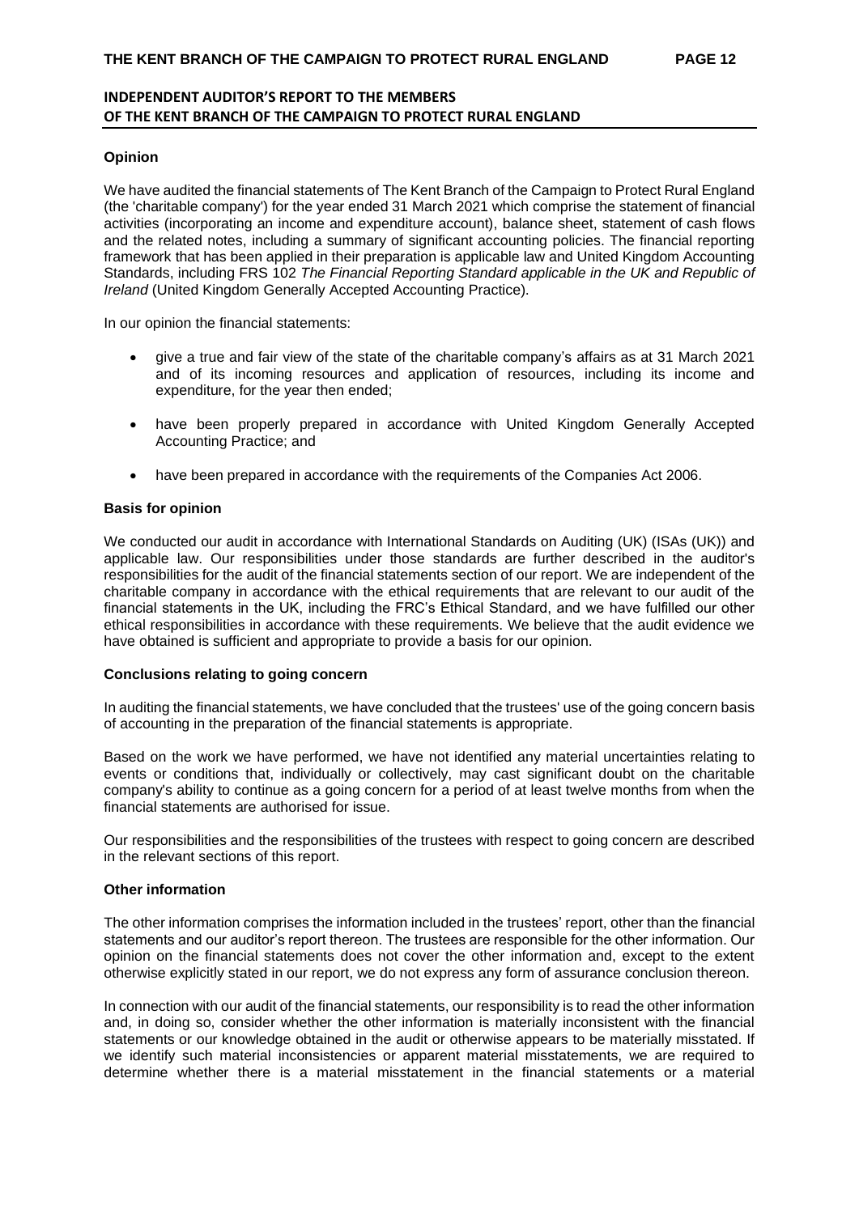## INDEPENDENT AUDITOR'S REPORT TO THE MEMBERS OF THE KENT BRANCH OF THE CAMPAIGN TO PROTECT RURAL ENGLAND

### Opinion

We have audited the financial statements of The Kent Branch of the Campaign to Protect Rural England (the 'charitable company') for the year ended 31 March 2021 which comprise the statement of financial activities (incorporating an income and expenditure account), balance sheet, statement of cash flows and the related notes, including a summary of significant accounting policies. The financial reporting framework that has been applied in their preparation is applicable law and United Kingdom Accounting Standards, including FRS 102 *The Financial Reporting Standard applicable in the UK and Republic of Ireland* (United Kingdom Generally Accepted Accounting Practice).

In our opinion the financial statements:

- give a true and fair view of the state of the charitable company's affairs as at 31 March 2021 and of its incoming resources and application of resources, including its income and expenditure, for the year then ended;
- have been properly prepared in accordance with United Kingdom Generally Accepted Accounting Practice; and
- have been prepared in accordance with the requirements of the Companies Act 2006.

### Basis for opinion

We conducted our audit in accordance with International Standards on Auditing (UK) (ISAs (UK)) and applicable law. Our responsibilities under those standards are further described in the auditor's responsibilities for the audit of the financial statements section of our report. We are independent of the charitable company in accordance with the ethical requirements that are relevant to our audit of the financial statements in the UK, including the FRC's Ethical Standard, and we have fulfilled our other ethical responsibilities in accordance with these requirements. We believe that the audit evidence we have obtained is sufficient and appropriate to provide a basis for our opinion.

### Conclusions relating to going concern

In auditing the financial statements, we have concluded that the trustees' use of the going concern basis of accounting in the preparation of the financial statements is appropriate.

Based on the work we have performed, we have not identified any material uncertainties relating to events or conditions that, individually or collectively, may cast significant doubt on the charitable company's ability to continue as a going concern for a period of at least twelve months from when the financial statements are authorised for issue.

Our responsibilities and the responsibilities of the trustees with respect to going concern are described in the relevant sections of this report.

### Other information

The other information comprises the information included in the trustees' report, other than the financial statements and our auditor's report thereon. The trustees are responsible for the other information. Our opinion on the financial statements does not cover the other information and, except to the extent otherwise explicitly stated in our report, we do not express any form of assurance conclusion thereon.

In connection with our audit of the financial statements, our responsibility is to read the other information and, in doing so, consider whether the other information is materially inconsistent with the financial statements or our knowledge obtained in the audit or otherwise appears to be materially misstated. If we identify such material inconsistencies or apparent material misstatements, we are required to determine whether there is a material misstatement in the financial statements or a material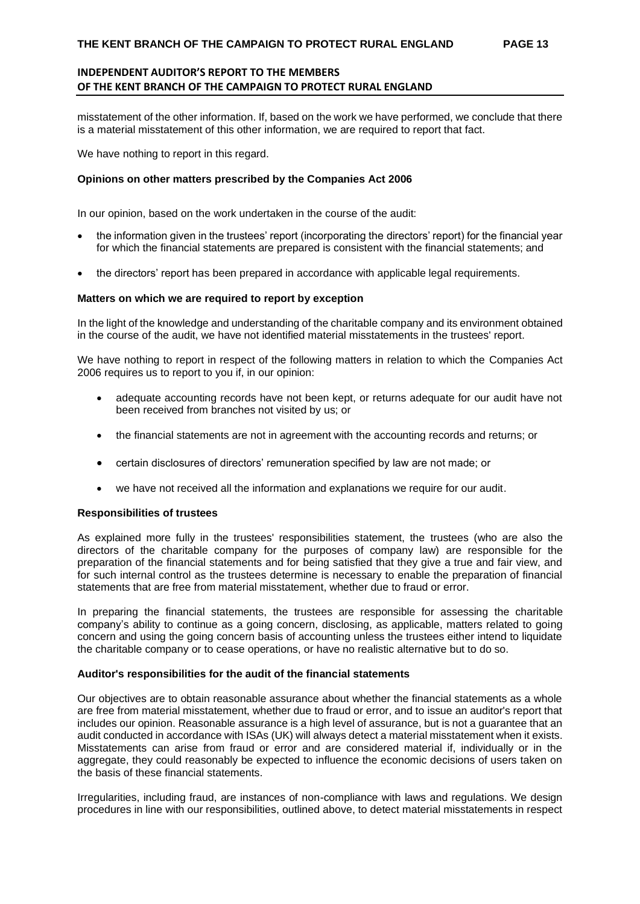misstatement of the other information. If, based on the work we have performed, we conclude that there is a material misstatement of this other information, we are required to report that fact.

We have nothing to report in this regard.

**Opinions on other matters prescribed by the Companies Act 2006**

In our opinion, based on the work undertaken in the course of the audit:

- the information given in the trustees' report (incorporating the directors' report) for the financial year for which the financial statements are prepared is consistent with the financial statements; and
- the directors' report has been prepared in accordance with applicable legal requirements.

**Matters on which we are required to report by exception**

In the light of the knowledge and understanding of the charitable company and its environment obtained in the course of the audit, we have not identified material misstatements in the trustees' report.

We have nothing to report in respect of the following matters in relation to which the Companies Act 2006 requires us to report to you if, in our opinion:

- adequate accounting records have not been kept, or returns adequate for our audit have not been received from branches not visited by us; or
- the financial statements are not in agreement with the accounting records and returns; or
- certain disclosures of directors' remuneration specified by law are not made; or
- we have not received all the information and explanations we require for our audit.

**Responsibilities of trustees**

As explained more fully in the trustees' responsibilities statement, the trustees (who are also the directors of the charitable company for the purposes of company law) are responsible for the preparation of the financial statements and for being satisfied that they give a true and fair view, and for such internal control as the trustees determine is necessary to enable the preparation of financial statements that are free from material misstatement, whether due to fraud or error.

In preparing the financial statements, the trustees are responsible for assessing the charitable company's ability to continue as a going concern, disclosing, as applicable, matters related to going concern and using the going concern basis of accounting unless the trustees either intend to liquidate the charitable company or to cease operations, or have no realistic alternative but to do so.

**Auditor's responsibilities for the audit of the financial statements**

Our objectives are to obtain reasonable assurance about whether the financial statements as a whole are free from material misstatement, whether due to fraud or error, and to issue an auditor's report that includes our opinion. Reasonable assurance is a high level of assurance, but is not a guarantee that an audit conducted in accordance with ISAs (UK) will always detect a material misstatement when it exists. Misstatements can arise from fraud or error and are considered material if, individually or in the aggregate, they could reasonably be expected to influence the economic decisions of users taken on the basis of these financial statements.

Irregularities, including fraud, are instances of non-compliance with laws and regulations. We design procedures in line with our responsibilities, outlined above, to detect material misstatements in respect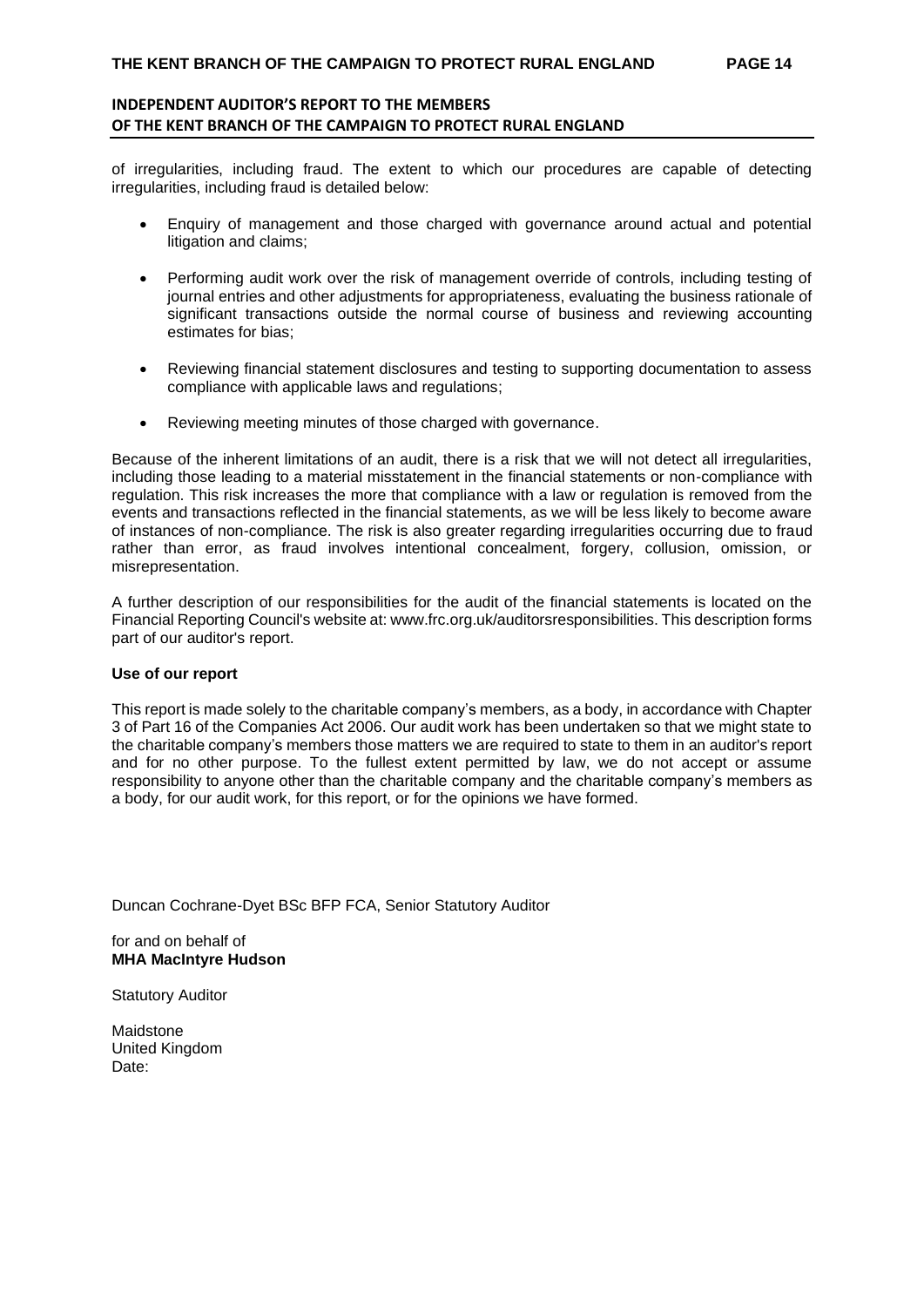## INDEPENDENT AUDITOR'S REPORT TO THE MEMBERS OF THE KENT BRANCH OF THE CAMPAIGN TO PROTECT RURAL ENGLAND

of irregularities, including fraud. The extent to which our procedures are capable of detecting irregularities, including fraud is detailed below:

- Enquiry of management and those charged with governance around actual and potential litigation and claims;
- Performing audit work over the risk of management override of controls, including testing of journal entries and other adjustments for appropriateness, evaluating the business rationale of significant transactions outside the normal course of business and reviewing accounting estimates for bias;
- Reviewing financial statement disclosures and testing to supporting documentation to assess compliance with applicable laws and regulations;
- Reviewing meeting minutes of those charged with governance.

Because of the inherent limitations of an audit, there is a risk that we will not detect all irregularities, including those leading to a material misstatement in the financial statements or non-compliance with regulation. This risk increases the more that compliance with a law or regulation is removed from the events and transactions reflected in the financial statements, as we will be less likely to become aware of instances of non-compliance. The risk is also greater regarding irregularities occurring due to fraud rather than error, as fraud involves intentional concealment, forgery, collusion, omission, or misrepresentation.

A further description of our responsibilities for the audit of the financial statements is located on the Financial Reporting Council's website at: www.frc.org.uk/auditorsresponsibilities. This description forms part of our auditor's report.

**Use of our report**

This report is made solely to the charitable company's members, as a body, in accordance with Chapter 3 of Part 16 of the Companies Act 2006. Our audit work has been undertaken so that we might state to the charitable company's members those matters we are required to state to them in an auditor's report and for no other purpose. To the fullest extent permitted by law, we do not accept or assume responsibility to anyone other than the charitable company and the charitable company's members as a body, for our audit work, for this report, or for the opinions we have formed.

Duncan Cochrane-Dyet BSc BFP FCA, Senior Statutory Auditor

for and on behalf of
**MHA MacIntyre Hudson**

Statutory Auditor

Maidstone
United Kingdom
Date: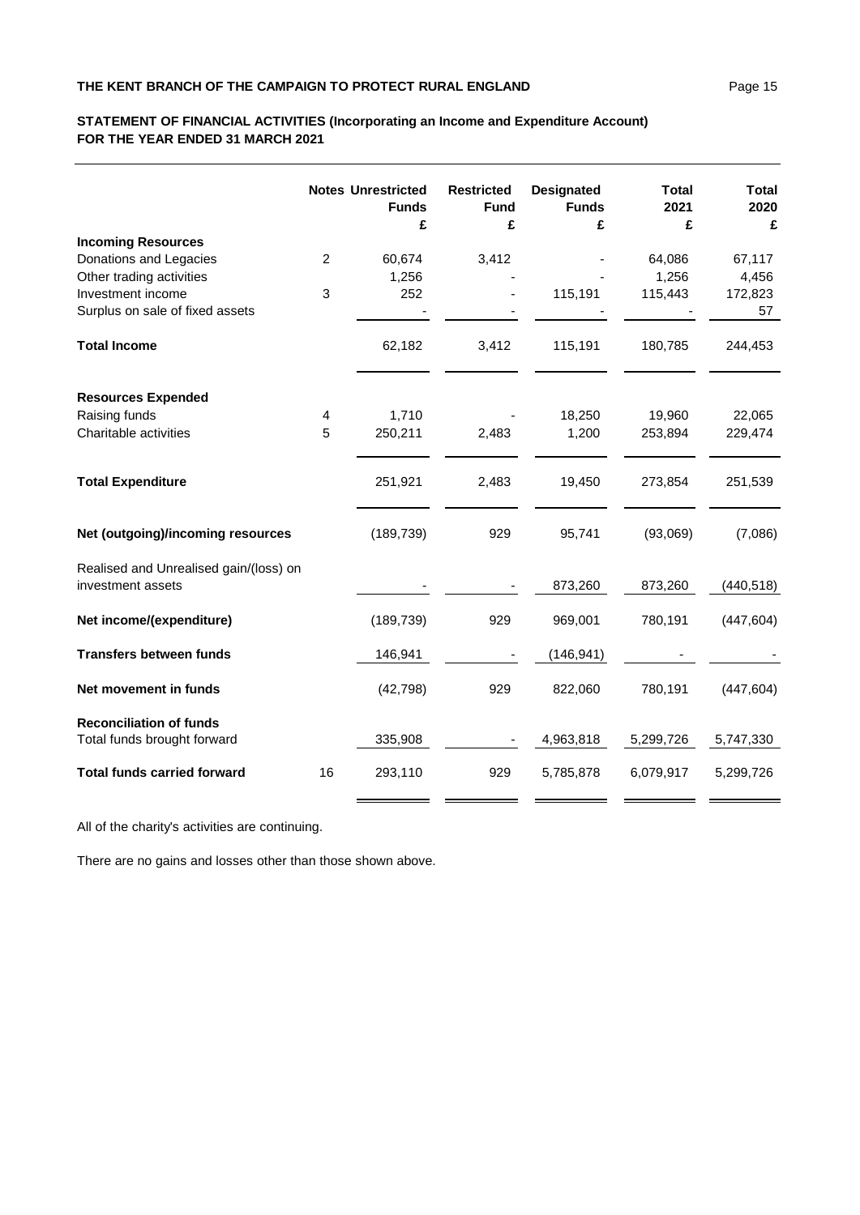## STATEMENT OF FINANCIAL ACTIVITIES (Incorporating an Income and Expenditure Account)
## FOR THE YEAR ENDED 31 MARCH 2021

| | Notes | Unrestricted Funds £ | Restricted Fund £ | Designated Funds £ | Total 2021 £ | Total 2020 £ |
|---|---|---|---|---|---|---|
| **Incoming Resources** | | | | | | |
| Donations and Legacies | 2 | 60,674 | 3,412 | - | 64,086 | 67,117 |
| Other trading activities | | 1,256 | - | - | 1,256 | 4,456 |
| Investment income | 3 | 252 | - | 115,191 | 115,443 | 172,823 |
| Surplus on sale of fixed assets | | - | - | - | - | 57 |
| **Total Income** | | 62,182 | 3,412 | 115,191 | 180,785 | 244,453 |
| **Resources Expended** | | | | | | |
| Raising funds | 4 | 1,710 | - | 18,250 | 19,960 | 22,065 |
| Charitable activities | 5 | 250,211 | 2,483 | 1,200 | 253,894 | 229,474 |
| **Total Expenditure** | | 251,921 | 2,483 | 19,450 | 273,854 | 251,539 |
| **Net (outgoing)/incoming resources** | | (189,739) | 929 | 95,741 | (93,069) | (7,086) |
| Realised and Unrealised gain/(loss) on investment assets | | - | - | 873,260 | 873,260 | (440,518) |
| **Net income/(expenditure)** | | (189,739) | 929 | 969,001 | 780,191 | (447,604) |
| **Transfers between funds** | | 146,941 | - | (146,941) | - | - |
| **Net movement in funds** | | (42,798) | 929 | 822,060 | 780,191 | (447,604) |
| **Reconciliation of funds** | | | | | | |
| Total funds brought forward | | 335,908 | - | 4,963,818 | 5,299,726 | 5,747,330 |
| **Total funds carried forward** | 16 | 293,110 | 929 | 5,785,878 | 6,079,917 | 5,299,726 |

All of the charity's activities are continuing.

There are no gains and losses other than those shown above.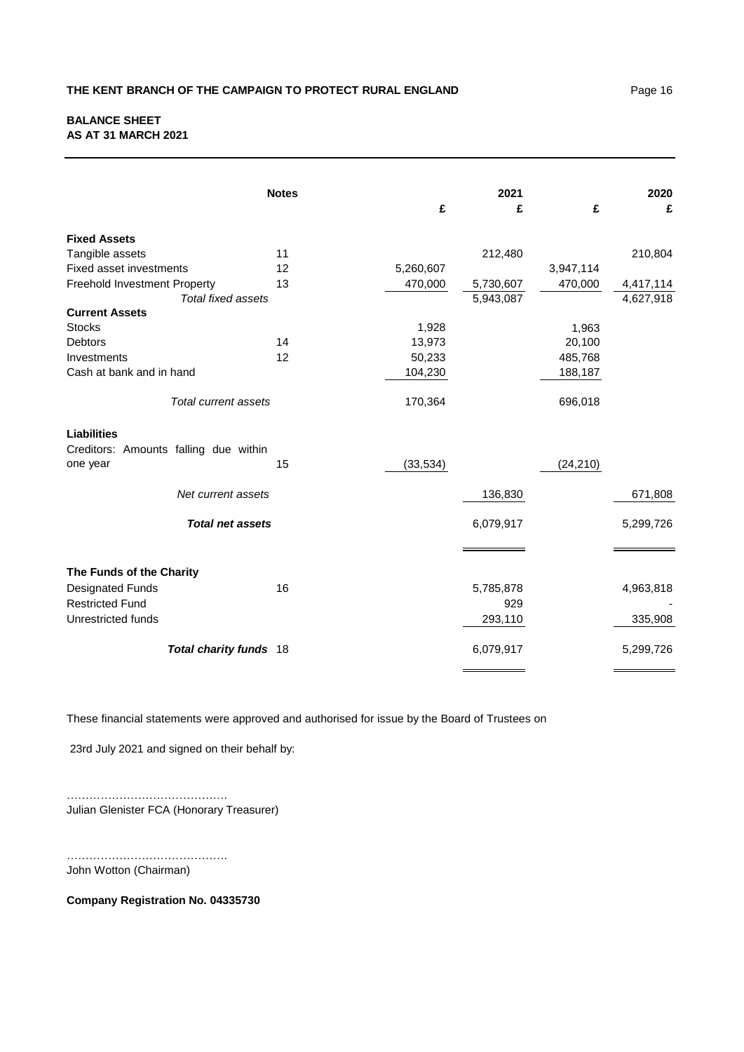# THE KENT BRANCH OF THE CAMPAIGN TO PROTECT RURAL ENGLAND

## BALANCE SHEET
## AS AT 31 MARCH 2021

| | Notes | £ | 2021 £ | £ | 2020 £ |
|---|---|---|---|---|---|
| **Fixed Assets** | | | | | |
| Tangible assets | 11 | | 212,480 | | 210,804 |
| Fixed asset investments | 12 | 5,260,607 | | 3,947,114 | |
| Freehold Investment Property | 13 | 470,000 | 5,730,607 | 470,000 | 4,417,114 |
| *Total fixed assets* | | | 5,943,087 | | 4,627,918 |
| **Current Assets** | | | | | |
| Stocks | | 1,928 | | 1,963 | |
| Debtors | 14 | 13,973 | | 20,100 | |
| Investments | 12 | 50,233 | | 485,768 | |
| Cash at bank and in hand | | 104,230 | | 188,187 | |
| *Total current assets* | | 170,364 | | 696,018 | |
| **Liabilities** | | | | | |
| Creditors: Amounts falling due within one year | 15 | (33,534) | | (24,210) | |
| *Net current assets* | | | 136,830 | | 671,808 |
| ***Total net assets*** | | | 6,079,917 | | 5,299,726 |
| **The Funds of the Charity** | | | | | |
| Designated Funds | 16 | | 5,785,878 | | 4,963,818 |
| Restricted Fund | | | 929 | | - |
| Unrestricted funds | | | 293,110 | | 335,908 |
| ***Total charity funds*** | 18 | | 6,079,917 | | 5,299,726 |

These financial statements were approved and authorised for issue by the Board of Trustees on

23rd July 2021 and signed on their behalf by:

…………………………………….
Julian Glenister FCA (Honorary Treasurer)

…………………………………….
John Wotton (Chairman)

**Company Registration No. 04335730**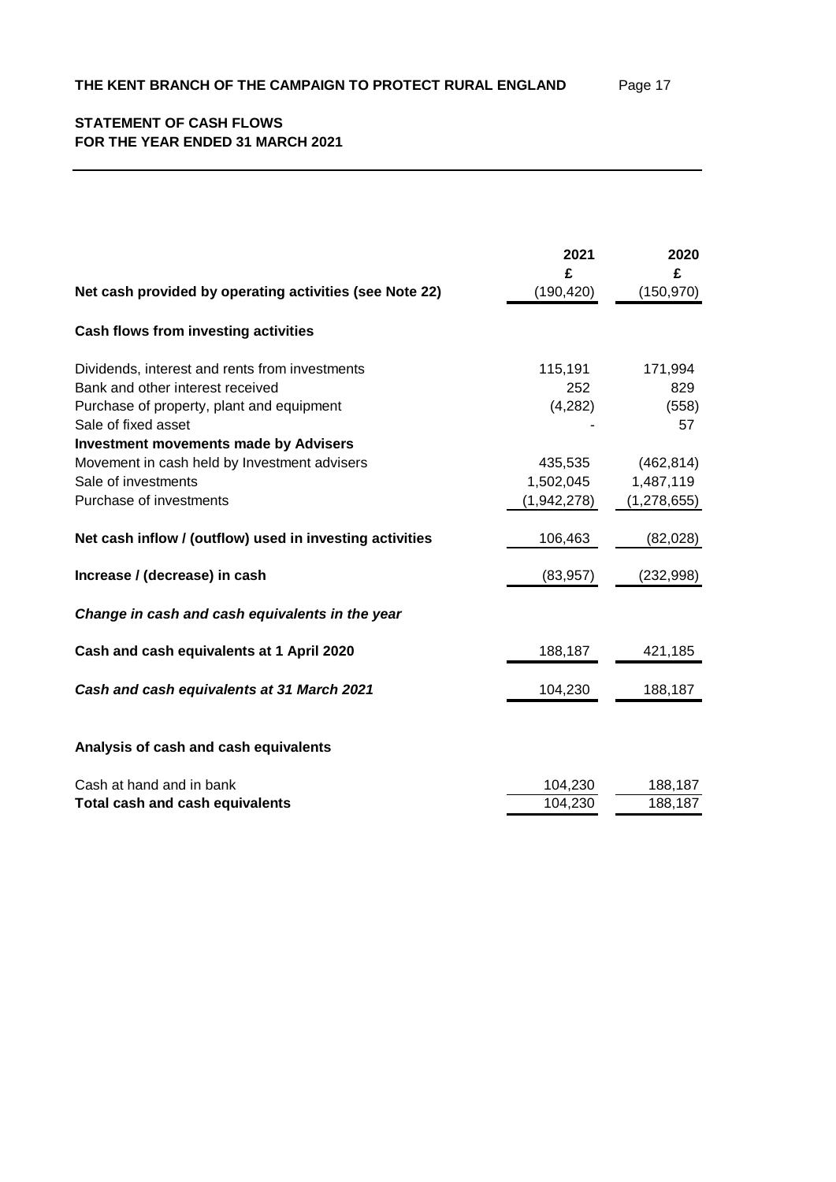## STATEMENT OF CASH FLOWS
## FOR THE YEAR ENDED 31 MARCH 2021

| | 2021 | 2020 |
|---|---|---|
| | £ | £ |
| **Net cash provided by operating activities (see Note 22)** | (190,420) | (150,970) |
| **Cash flows from investing activities** | | |
| Dividends, interest and rents from investments | 115,191 | 171,994 |
| Bank and other interest received | 252 | 829 |
| Purchase of property, plant and equipment | (4,282) | (558) |
| Sale of fixed asset | - | 57 |
| **Investment movements made by Advisers** | | |
| Movement in cash held by Investment advisers | 435,535 | (462,814) |
| Sale of investments | 1,502,045 | 1,487,119 |
| Purchase of investments | (1,942,278) | (1,278,655) |
| **Net cash inflow / (outflow) used in investing activities** | 106,463 | (82,028) |
| **Increase / (decrease) in cash** | (83,957) | (232,998) |
| ***Change in cash and cash equivalents in the year*** | | |
| **Cash and cash equivalents at 1 April 2020** | 188,187 | 421,185 |
| ***Cash and cash equivalents at 31 March 2021*** | 104,230 | 188,187 |

**Analysis of cash and cash equivalents**

| | 2021 | 2020 |
|---|---|---|
| Cash at hand and in bank | 104,230 | 188,187 |
| **Total cash and cash equivalents** | 104,230 | 188,187 |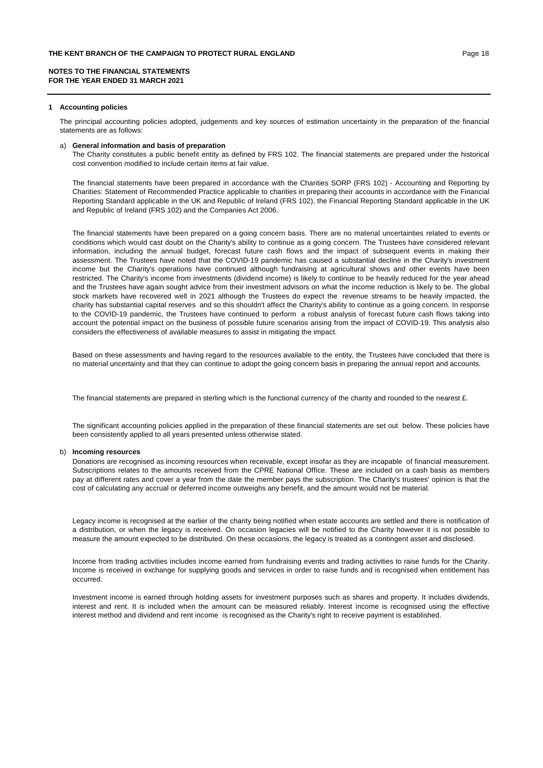**NOTES TO THE FINANCIAL STATEMENTS**
**FOR THE YEAR ENDED 31 MARCH 2021**

## 1 Accounting policies

The principal accounting policies adopted, judgements and key sources of estimation uncertainty in the preparation of the financial statements are as follows:

### a) General information and basis of preparation

The Charity constitutes a public benefit entity as defined by FRS 102. The financial statements are prepared under the historical cost convention modified to include certain items at fair value.

The financial statements have been prepared in accordance with the Charities SORP (FRS 102) - Accounting and Reporting by Charities: Statement of Recommended Practice applicable to charities in preparing their accounts in accordance with the Financial Reporting Standard applicable in the UK and Republic of Ireland (FRS 102), the Financial Reporting Standard applicable in the UK and Republic of Ireland (FRS 102) and the Companies Act 2006.

The financial statements have been prepared on a going concern basis. There are no material uncertainties related to events or conditions which would cast doubt on the Charity's ability to continue as a going concern. The Trustees have considered relevant information, including the annual budget, forecast future cash flows and the impact of subsequent events in making their assessment. The Trustees have noted that the COVID-19 pandemic has caused a substantial decline in the Charity's investment income but the Charity's operations have continued although fundraising at agricultural shows and other events have been restricted. The Charity's income from investments (dividend income) is likely to continue to be heavily reduced for the year ahead and the Trustees have again sought advice from their investment advisors on what the income reduction is likely to be. The global stock markets have recovered well in 2021 although the Trustees do expect the revenue streams to be heavily impacted, the charity has substantial capital reserves and so this shouldn't affect the Charity's ability to continue as a going concern. In response to the COVID-19 pandemic, the Trustees have continued to perform a robust analysis of forecast future cash flows taking into account the potential impact on the business of possible future scenarios arising from the impact of COVID-19. This analysis also considers the effectiveness of available measures to assist in mitigating the impact.

Based on these assessments and having regard to the resources available to the entity, the Trustees have concluded that there is no material uncertainty and that they can continue to adopt the going concern basis in preparing the annual report and accounts.

The financial statements are prepared in sterling which is the functional currency of the charity and rounded to the nearest £.

The significant accounting policies applied in the preparation of these financial statements are set out below. These policies have been consistently applied to all years presented unless otherwise stated.

### b) Incoming resources

Donations are recognised as incoming resources when receivable, except insofar as they are incapable of financial measurement. Subscriptions relates to the amounts received from the CPRE National Office. These are included on a cash basis as members pay at different rates and cover a year from the date the member pays the subscription. The Charity's trustees' opinion is that the cost of calculating any accrual or deferred income outweighs any benefit, and the amount would not be material.

Legacy income is recognised at the earlier of the charity being notified when estate accounts are settled and there is notification of a distribution, or when the legacy is received. On occasion legacies will be notified to the Charity however it is not possible to measure the amount expected to be distributed. On these occasions, the legacy is treated as a contingent asset and disclosed.

Income from trading activities includes income earned from fundraising events and trading activities to raise funds for the Charity. Income is received in exchange for supplying goods and services in order to raise funds and is recognised when entitlement has occurred.

Investment income is earned through holding assets for investment purposes such as shares and property. It includes dividends, interest and rent. It is included when the amount can be measured reliably. Interest income is recognised using the effective interest method and dividend and rent income is recognised as the Charity's right to receive payment is established.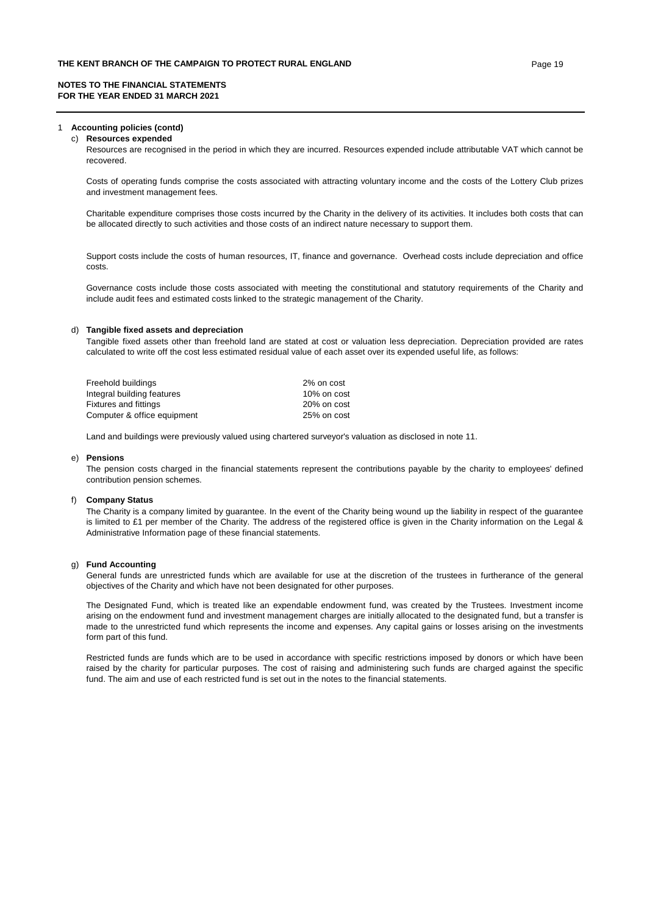**NOTES TO THE FINANCIAL STATEMENTS**
**FOR THE YEAR ENDED 31 MARCH 2021**

## 1 Accounting policies (contd)

### c) Resources expended

Resources are recognised in the period in which they are incurred. Resources expended include attributable VAT which cannot be recovered.

Costs of operating funds comprise the costs associated with attracting voluntary income and the costs of the Lottery Club prizes and investment management fees.

Charitable expenditure comprises those costs incurred by the Charity in the delivery of its activities. It includes both costs that can be allocated directly to such activities and those costs of an indirect nature necessary to support them.

Support costs include the costs of human resources, IT, finance and governance. Overhead costs include depreciation and office costs.

Governance costs include those costs associated with meeting the constitutional and statutory requirements of the Charity and include audit fees and estimated costs linked to the strategic management of the Charity.

### d) Tangible fixed assets and depreciation

Tangible fixed assets other than freehold land are stated at cost or valuation less depreciation. Depreciation provided are rates calculated to write off the cost less estimated residual value of each asset over its expended useful life, as follows:

| | |
|---|---|
| Freehold buildings | 2% on cost |
| Integral building features | 10% on cost |
| Fixtures and fittings | 20% on cost |
| Computer & office equipment | 25% on cost |

Land and buildings were previously valued using chartered surveyor's valuation as disclosed in note 11.

### e) Pensions

The pension costs charged in the financial statements represent the contributions payable by the charity to employees' defined contribution pension schemes.

### f) Company Status

The Charity is a company limited by guarantee. In the event of the Charity being wound up the liability in respect of the guarantee is limited to £1 per member of the Charity. The address of the registered office is given in the Charity information on the Legal & Administrative Information page of these financial statements.

### g) Fund Accounting

General funds are unrestricted funds which are available for use at the discretion of the trustees in furtherance of the general objectives of the Charity and which have not been designated for other purposes.

The Designated Fund, which is treated like an expendable endowment fund, was created by the Trustees. Investment income arising on the endowment fund and investment management charges are initially allocated to the designated fund, but a transfer is made to the unrestricted fund which represents the income and expenses. Any capital gains or losses arising on the investments form part of this fund.

Restricted funds are funds which are to be used in accordance with specific restrictions imposed by donors or which have been raised by the charity for particular purposes. The cost of raising and administering such funds are charged against the specific fund. The aim and use of each restricted fund is set out in the notes to the financial statements.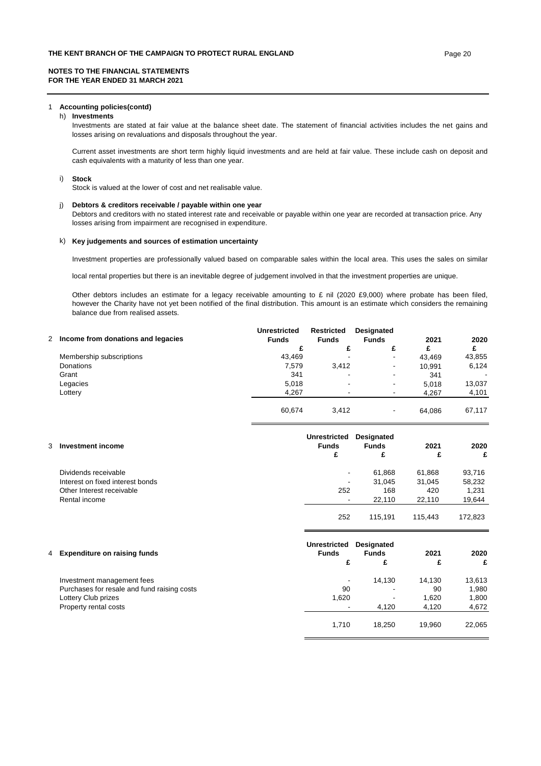## 1 Accounting policies(contd)

### h) Investments

Investments are stated at fair value at the balance sheet date. The statement of financial activities includes the net gains and losses arising on revaluations and disposals throughout the year.

Current asset investments are short term highly liquid investments and are held at fair value. These include cash on deposit and cash equivalents with a maturity of less than one year.

### i) Stock

Stock is valued at the lower of cost and net realisable value.

### j) Debtors & creditors receivable / payable within one year

Debtors and creditors with no stated interest rate and receivable or payable within one year are recorded at transaction price. Any losses arising from impairment are recognised in expenditure.

### k) Key judgements and sources of estimation uncertainty

Investment properties are professionally valued based on comparable sales within the local area. This uses the sales on similar

local rental properties but there is an inevitable degree of judgement involved in that the investment properties are unique.

Other debtors includes an estimate for a legacy receivable amounting to £ nil (2020 £9,000) where probate has been filed, however the Charity have not yet been notified of the final distribution. This amount is an estimate which considers the remaining balance due from realised assets.

## 2 Income from donations and legacies

| | Unrestricted Funds | Restricted Funds | Designated Funds | 2021 | 2020 |
|---|---|---|---|---|---|
| | £ | £ | £ | £ | £ |
| Membership subscriptions | 43,469 | - | - | 43,469 | 43,855 |
| Donations | 7,579 | 3,412 | - | 10,991 | 6,124 |
| Grant | 341 | - | - | 341 | - |
| Legacies | 5,018 | - | - | 5,018 | 13,037 |
| Lottery | 4,267 | - | - | 4,267 | 4,101 |
| | 60,674 | 3,412 | - | 64,086 | 67,117 |

## 3 Investment income

| | Unrestricted Funds | Designated Funds | 2021 | 2020 |
|---|---|---|---|---|
| | £ | £ | £ | £ |
| Dividends receivable | - | 61,868 | 61,868 | 93,716 |
| Interest on fixed interest bonds | - | 31,045 | 31,045 | 58,232 |
| Other Interest receivable | 252 | 168 | 420 | 1,231 |
| Rental income | - | 22,110 | 22,110 | 19,644 |
| | 252 | 115,191 | 115,443 | 172,823 |

## 4 Expenditure on raising funds

| | Unrestricted Funds | Designated Funds | 2021 | 2020 |
|---|---|---|---|---|
| | £ | £ | £ | £ |
| Investment management fees | - | 14,130 | 14,130 | 13,613 |
| Purchases for resale and fund raising costs | 90 | - | 90 | 1,980 |
| Lottery Club prizes | 1,620 | - | 1,620 | 1,800 |
| Property rental costs | - | 4,120 | 4,120 | 4,672 |
| | 1,710 | 18,250 | 19,960 | 22,065 |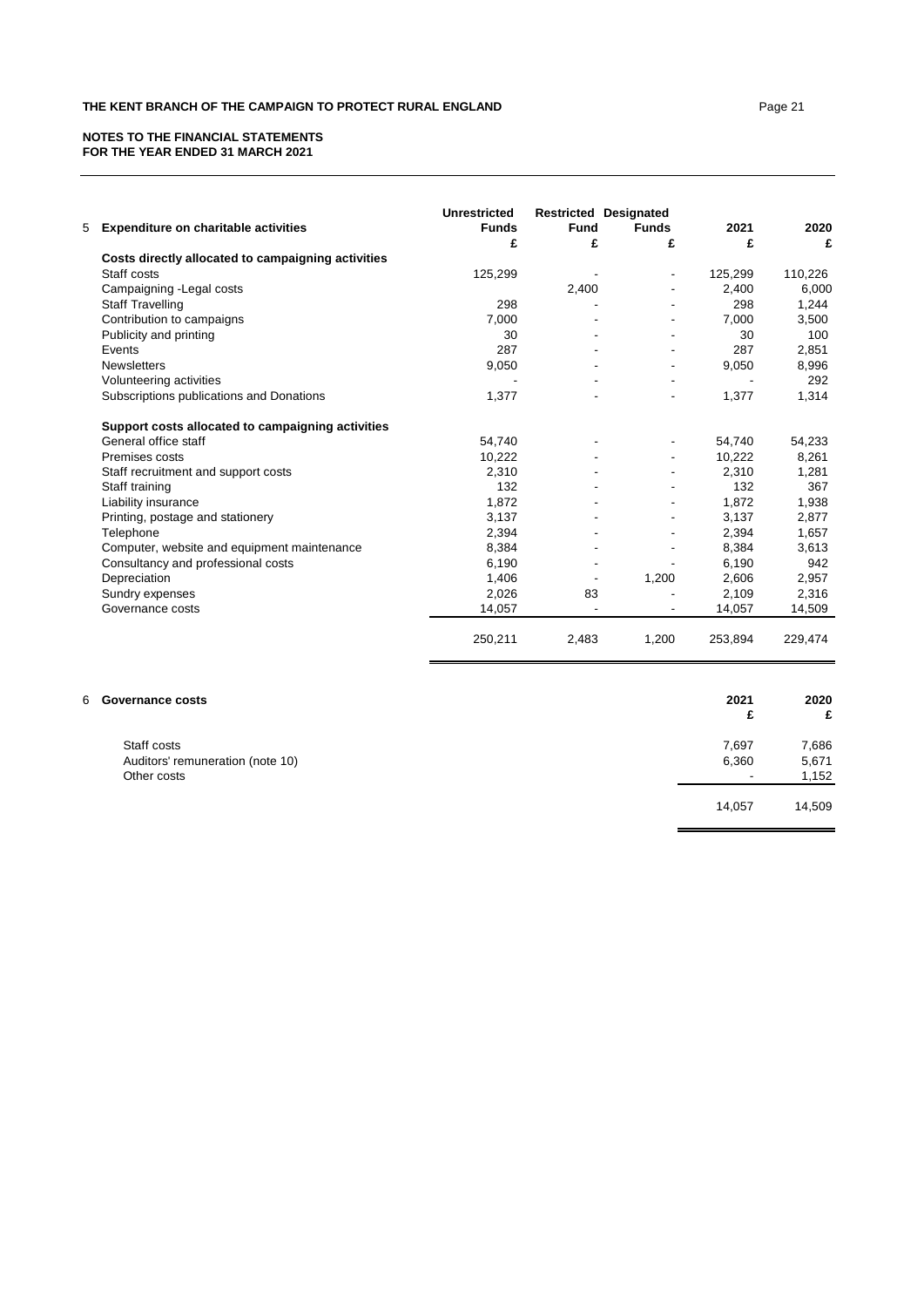**NOTES TO THE FINANCIAL STATEMENTS**
**FOR THE YEAR ENDED 31 MARCH 2021**

| 5 Expenditure on charitable activities | Unrestricted Funds | Restricted Fund | Designated Funds | 2021 | 2020 |
|---|---|---|---|---|---|
| | £ | £ | £ | £ | £ |
| **Costs directly allocated to campaigning activities** | | | | | |
| Staff costs | 125,299 | - | - | 125,299 | 110,226 |
| Campaigning -Legal costs | | 2,400 | - | 2,400 | 6,000 |
| Staff Travelling | 298 | - | - | 298 | 1,244 |
| Contribution to campaigns | 7,000 | - | - | 7,000 | 3,500 |
| Publicity and printing | 30 | - | - | 30 | 100 |
| Events | 287 | - | - | 287 | 2,851 |
| Newsletters | 9,050 | - | - | 9,050 | 8,996 |
| Volunteering activities | - | - | - | - | 292 |
| Subscriptions publications and Donations | 1,377 | - | - | 1,377 | 1,314 |
| **Support costs allocated to campaigning activities** | | | | | |
| General office staff | 54,740 | - | - | 54,740 | 54,233 |
| Premises costs | 10,222 | - | - | 10,222 | 8,261 |
| Staff recruitment and support costs | 2,310 | - | - | 2,310 | 1,281 |
| Staff training | 132 | - | - | 132 | 367 |
| Liability insurance | 1,872 | - | - | 1,872 | 1,938 |
| Printing, postage and stationery | 3,137 | - | - | 3,137 | 2,877 |
| Telephone | 2,394 | - | - | 2,394 | 1,657 |
| Computer, website and equipment maintenance | 8,384 | - | - | 8,384 | 3,613 |
| Consultancy and professional costs | 6,190 | - | - | 6,190 | 942 |
| Depreciation | 1,406 | - | 1,200 | 2,606 | 2,957 |
| Sundry expenses | 2,026 | 83 | - | 2,109 | 2,316 |
| Governance costs | 14,057 | - | - | 14,057 | 14,509 |
| | 250,211 | 2,483 | 1,200 | 253,894 | 229,474 |

| 6 Governance costs | 2021 | 2020 |
|---|---|---|
| | £ | £ |
| Staff costs | 7,697 | 7,686 |
| Auditors' remuneration (note 10) | 6,360 | 5,671 |
| Other costs | - | 1,152 |
| | 14,057 | 14,509 |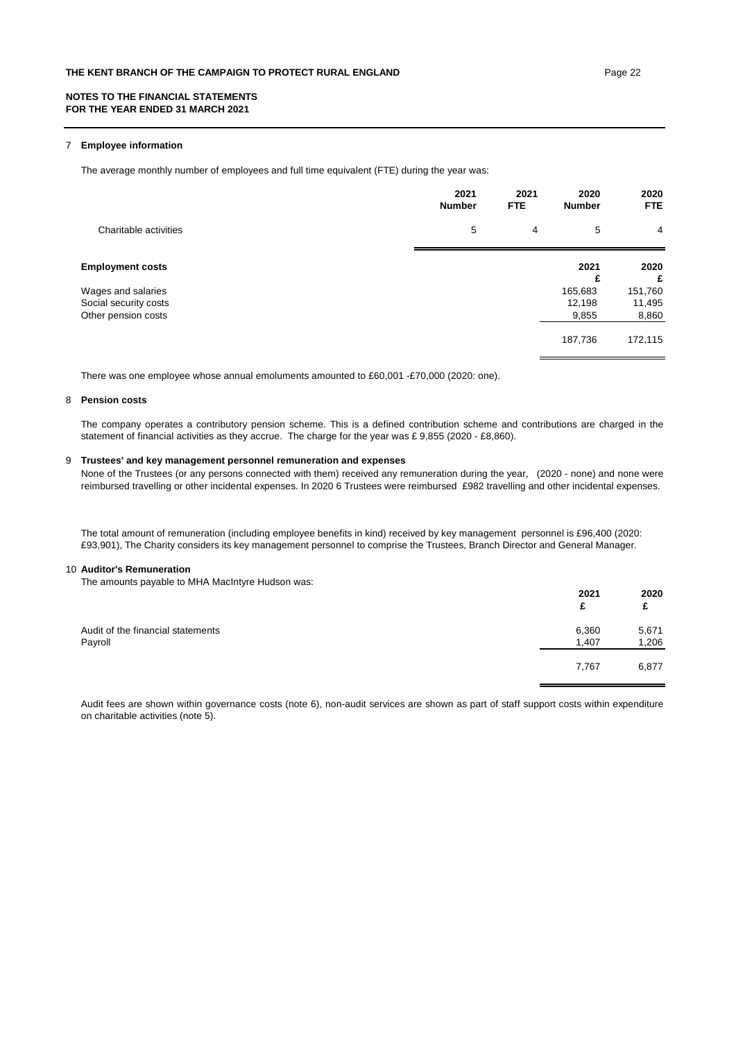**NOTES TO THE FINANCIAL STATEMENTS**
**FOR THE YEAR ENDED 31 MARCH 2021**

## 7 Employee information

The average monthly number of employees and full time equivalent (FTE) during the year was:

| | 2021 Number | 2021 FTE | 2020 Number | 2020 FTE |
|---|---|---|---|---|
| Charitable activities | 5 | 4 | 5 | 4 |

| **Employment costs** | **2021** £ | **2020** £ |
|---|---|---|
| Wages and salaries | 165,683 | 151,760 |
| Social security costs | 12,198 | 11,495 |
| Other pension costs | 9,855 | 8,860 |
| | 187,736 | 172,115 |

There was one employee whose annual emoluments amounted to £60,001 -£70,000 (2020: one).

## 8 Pension costs

The company operates a contributory pension scheme. This is a defined contribution scheme and contributions are charged in the statement of financial activities as they accrue. The charge for the year was £ 9,855 (2020 - £8,860).

## 9 Trustees' and key management personnel remuneration and expenses

None of the Trustees (or any persons connected with them) received any remuneration during the year, (2020 - none) and none were reimbursed travelling or other incidental expenses. In 2020 6 Trustees were reimbursed £982 travelling and other incidental expenses.

The total amount of remuneration (including employee benefits in kind) received by key management personnel is £96,400 (2020: £93,901), The Charity considers its key management personnel to comprise the Trustees, Branch Director and General Manager.

## 10 Auditor's Remuneration

The amounts payable to MHA MacIntyre Hudson was:

| | **2021** £ | **2020** £ |
|---|---|---|
| Audit of the financial statements | 6,360 | 5,671 |
| Payroll | 1,407 | 1,206 |
| | 7,767 | 6,877 |

Audit fees are shown within governance costs (note 6), non-audit services are shown as part of staff support costs within expenditure on charitable activities (note 5).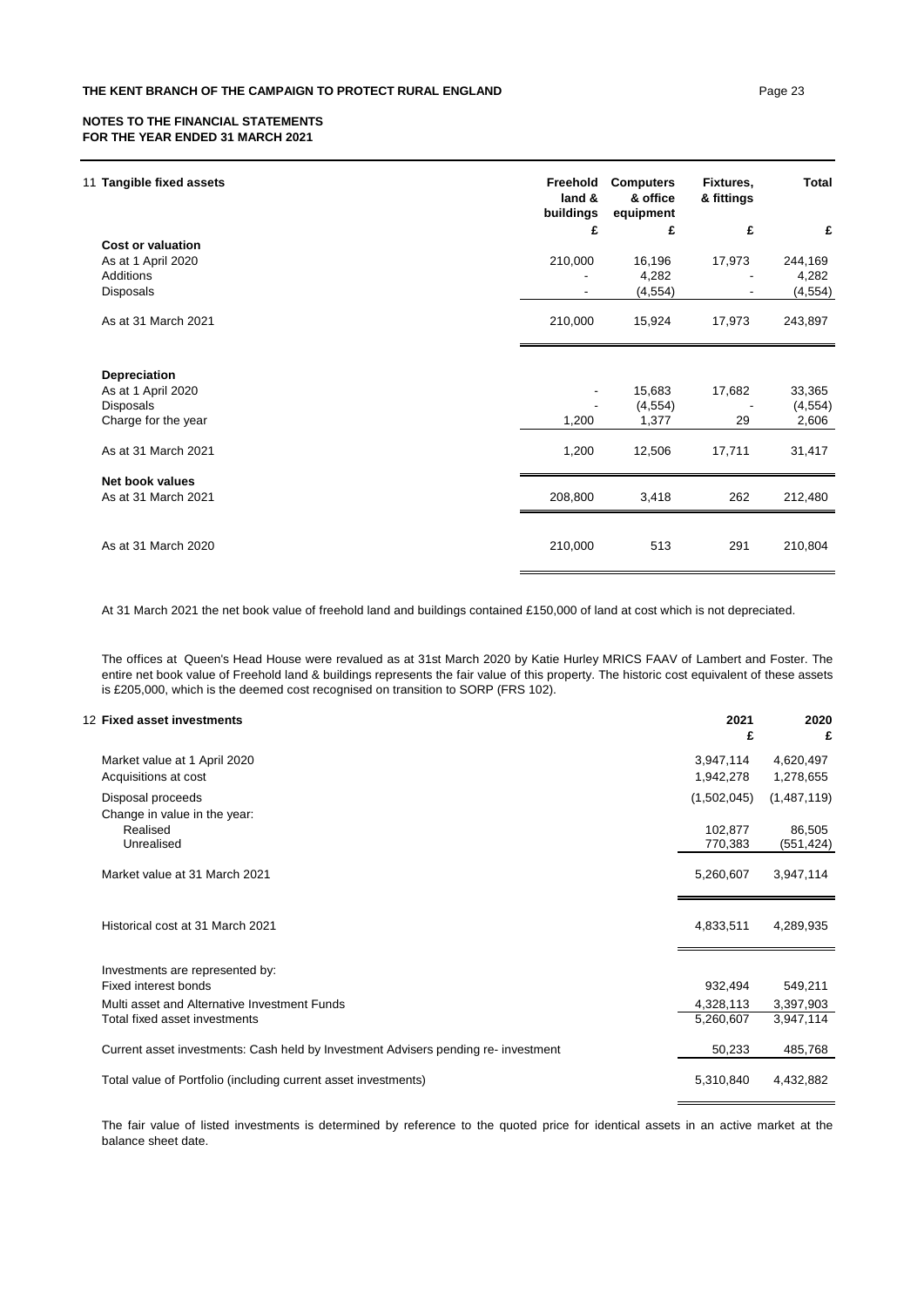## NOTES TO THE FINANCIAL STATEMENTS
## FOR THE YEAR ENDED 31 MARCH 2021

### 11 Tangible fixed assets

| | Freehold land & buildings | Computers & office equipment | Fixtures, & fittings | Total |
|---|---|---|---|---|
| | £ | £ | £ | £ |
| **Cost or valuation** | | | | |
| As at 1 April 2020 | 210,000 | 16,196 | 17,973 | 244,169 |
| Additions | - | 4,282 | - | 4,282 |
| Disposals | - | (4,554) | - | (4,554) |
| As at 31 March 2021 | 210,000 | 15,924 | 17,973 | 243,897 |
| **Depreciation** | | | | |
| As at 1 April 2020 | - | 15,683 | 17,682 | 33,365 |
| Disposals | - | (4,554) | - | (4,554) |
| Charge for the year | 1,200 | 1,377 | 29 | 2,606 |
| As at 31 March 2021 | 1,200 | 12,506 | 17,711 | 31,417 |
| **Net book values** | | | | |
| As at 31 March 2021 | 208,800 | 3,418 | 262 | 212,480 |
| As at 31 March 2020 | 210,000 | 513 | 291 | 210,804 |

At 31 March 2021 the net book value of freehold land and buildings contained £150,000 of land at cost which is not depreciated.

The offices at Queen's Head House were revalued as at 31st March 2020 by Katie Hurley MRICS FAAV of Lambert and Foster. The entire net book value of Freehold land & buildings represents the fair value of this property. The historic cost equivalent of these assets is £205,000, which is the deemed cost recognised on transition to SORP (FRS 102).

### 12 Fixed asset investments

| | 2021 | 2020 |
|---|---|---|
| | £ | £ |
| Market value at 1 April 2020 | 3,947,114 | 4,620,497 |
| Acquisitions at cost | 1,942,278 | 1,278,655 |
| Disposal proceeds | (1,502,045) | (1,487,119) |
| Change in value in the year: | | |
| Realised | 102,877 | 86,505 |
| Unrealised | 770,383 | (551,424) |
| Market value at 31 March 2021 | 5,260,607 | 3,947,114 |
| Historical cost at 31 March 2021 | 4,833,511 | 4,289,935 |
| Investments are represented by: | | |
| Fixed interest bonds | 932,494 | 549,211 |
| Multi asset and Alternative Investment Funds | 4,328,113 | 3,397,903 |
| Total fixed asset investments | 5,260,607 | 3,947,114 |
| Current asset investments: Cash held by Investment Advisers pending re- investment | 50,233 | 485,768 |
| Total value of Portfolio (including current asset investments) | 5,310,840 | 4,432,882 |

The fair value of listed investments is determined by reference to the quoted price for identical assets in an active market at the balance sheet date.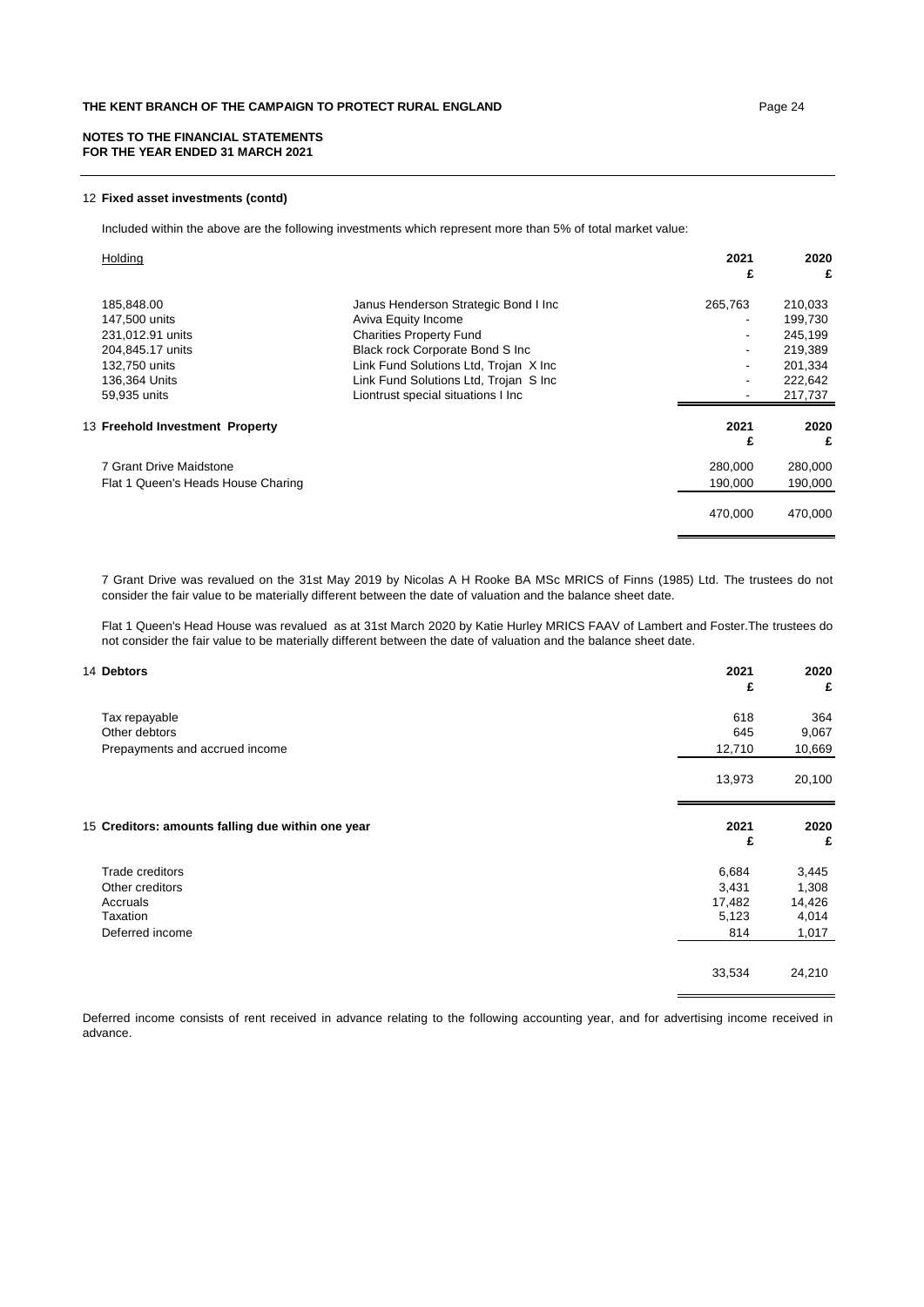## NOTES TO THE FINANCIAL STATEMENTS FOR THE YEAR ENDED 31 MARCH 2021

### 12 Fixed asset investments (contd)

Included within the above are the following investments which represent more than 5% of total market value:

| Holding | | 2021 £ | 2020 £ |
|---|---|---|---|
| 185,848.00 | Janus Henderson Strategic Bond I Inc | 265,763 | 210,033 |
| 147,500 units | Aviva Equity Income | - | 199,730 |
| 231,012.91 units | Charities Property Fund | - | 245,199 |
| 204,845.17 units | Black rock Corporate Bond S Inc | - | 219,389 |
| 132,750 units | Link Fund Solutions Ltd, Trojan X Inc | - | 201,334 |
| 136,364 Units | Link Fund Solutions Ltd, Trojan S Inc | - | 222,642 |
| 59,935 units | Liontrust special situations I Inc | - | 217,737 |

### 13 Freehold Investment Property

| | 2021 £ | 2020 £ |
|---|---|---|
| 7 Grant Drive Maidstone | 280,000 | 280,000 |
| Flat 1 Queen's Heads House Charing | 190,000 | 190,000 |
| | 470,000 | 470,000 |

7 Grant Drive was revalued on the 31st May 2019 by Nicolas A H Rooke BA MSc MRICS of Finns (1985) Ltd. The trustees do not consider the fair value to be materially different between the date of valuation and the balance sheet date.

Flat 1 Queen's Head House was revalued as at 31st March 2020 by Katie Hurley MRICS FAAV of Lambert and Foster.The trustees do not consider the fair value to be materially different between the date of valuation and the balance sheet date.

### 14 Debtors

| | 2021 £ | 2020 £ |
|---|---|---|
| Tax repayable | 618 | 364 |
| Other debtors | 645 | 9,067 |
| Prepayments and accrued income | 12,710 | 10,669 |
| | 13,973 | 20,100 |

### 15 Creditors: amounts falling due within one year

| | 2021 £ | 2020 £ |
|---|---|---|
| Trade creditors | 6,684 | 3,445 |
| Other creditors | 3,431 | 1,308 |
| Accruals | 17,482 | 14,426 |
| Taxation | 5,123 | 4,014 |
| Deferred income | 814 | 1,017 |
| | 33,534 | 24,210 |

Deferred income consists of rent received in advance relating to the following accounting year, and for advertising income received in advance.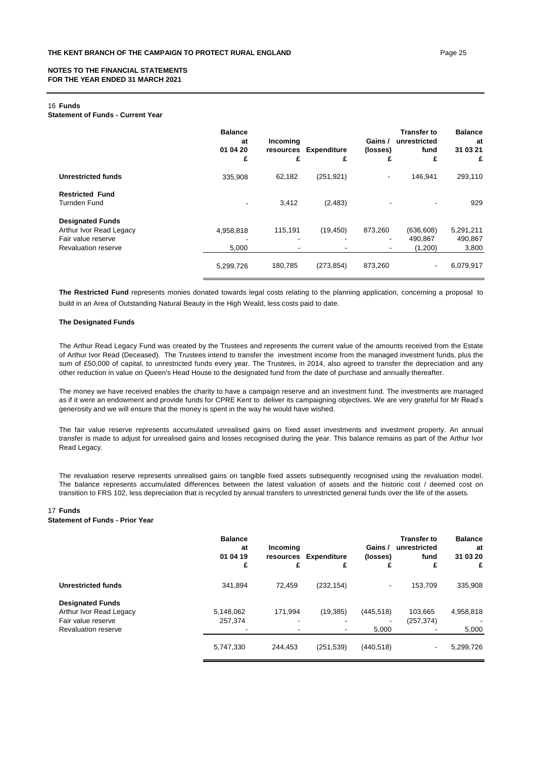## NOTES TO THE FINANCIAL STATEMENTS FOR THE YEAR ENDED 31 MARCH 2021

### 16 Funds

**Statement of Funds - Current Year**

| | Balance at 01 04 20 £ | Incoming resources £ | Expenditure £ | Gains / (losses) £ | Transfer to unrestricted fund £ | Balance at 31 03 21 £ |
|---|---|---|---|---|---|---|
| **Unrestricted funds** | 335,908 | 62,182 | (251,921) | - | 146,941 | 293,110 |
| **Restricted Fund** | | | | | | |
| Turnden Fund | - | 3,412 | (2,483) | - | - | 929 |
| **Designated Funds** | | | | | | |
| Arthur Ivor Read Legacy | 4,958,818 | 115,191 | (19,450) | 873,260 | (636,608) | 5,291,211 |
| Fair value reserve | - | - | - | - | 490,867 | 490,867 |
| Revaluation reserve | 5,000 | - | - | - | (1,200) | 3,800 |
| | 5,299,726 | 180,785 | (273,854) | 873,260 | - | 6,079,917 |

**The Restricted Fund** represents monies donated towards legal costs relating to the planning application, concerning a proposal to build in an Area of Outstanding Natural Beauty in the High Weald, less costs paid to date.

**The Designated Funds**

The Arthur Read Legacy Fund was created by the Trustees and represents the current value of the amounts received from the Estate of Arthur Ivor Read (Deceased). The Trustees intend to transfer the investment income from the managed investment funds, plus the sum of £50,000 of capital, to unrestricted funds every year. The Trustees, in 2014, also agreed to transfer the depreciation and any other reduction in value on Queen's Head House to the designated fund from the date of purchase and annually thereafter.

The money we have received enables the charity to have a campaign reserve and an investment fund. The investments are managed as if it were an endowment and provide funds for CPRE Kent to deliver its campaigning objectives. We are very grateful for Mr Read's generosity and we will ensure that the money is spent in the way he would have wished.

The fair value reserve represents accumulated unrealised gains on fixed asset investments and investment property. An annual transfer is made to adjust for unrealised gains and losses recognised during the year. This balance remains as part of the Arthur Ivor Read Legacy.

The revaluation reserve represents unrealised gains on tangible fixed assets subsequently recognised using the revaluation model. The balance represents accumulated differences between the latest valuation of assets and the historic cost / deemed cost on transition to FRS 102, less depreciation that is recycled by annual transfers to unrestricted general funds over the life of the assets.

### 17 Funds

**Statement of Funds - Prior Year**

| | Balance at 01 04 19 £ | Incoming resources £ | Expenditure £ | Gains / (losses) £ | Transfer to unrestricted fund £ | Balance at 31 03 20 £ |
|---|---|---|---|---|---|---|
| **Unrestricted funds** | 341,894 | 72,459 | (232,154) | - | 153,709 | 335,908 |
| **Designated Funds** | | | | | | |
| Arthur Ivor Read Legacy | 5,148,062 | 171,994 | (19,385) | (445,518) | 103,665 | 4,958,818 |
| Fair value reserve | 257,374 | - | - | - | (257,374) | - |
| Revaluation reserve | - | - | - | 5,000 | - | 5,000 |
| | 5,747,330 | 244,453 | (251,539) | (440,518) | - | 5,299,726 |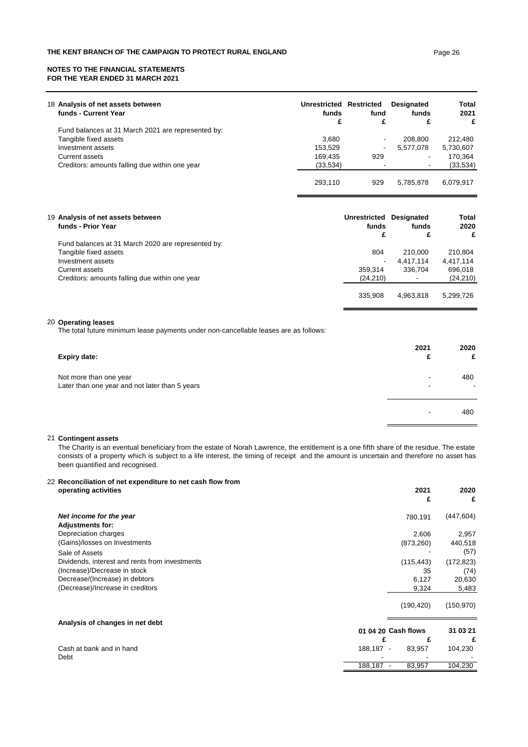**NOTES TO THE FINANCIAL STATEMENTS**
**FOR THE YEAR ENDED 31 MARCH 2021**

## 18 Analysis of net assets between funds - Current Year

| | Unrestricted funds £ | Restricted fund £ | Designated funds £ | Total 2021 £ |
|---|---|---|---|---|
| Fund balances at 31 March 2021 are represented by: | | | | |
| Tangible fixed assets | 3,680 | - | 208,800 | 212,480 |
| Investment assets | 153,529 | - | 5,577,078 | 5,730,607 |
| Current assets | 169,435 | 929 | - | 170,364 |
| Creditors: amounts falling due within one year | (33,534) | - | - | (33,534) |
| | 293,110 | 929 | 5,785,878 | 6,079,917 |

## 19 Analysis of net assets between funds - Prior Year

| | Unrestricted funds £ | Designated funds £ | Total 2020 £ |
|---|---|---|---|
| Fund balances at 31 March 2020 are represented by: | | | |
| Tangible fixed assets | 804 | 210,000 | 210,804 |
| Investment assets | - | 4,417,114 | 4,417,114 |
| Current assets | 359,314 | 336,704 | 696,018 |
| Creditors: amounts falling due within one year | (24,210) | - | (24,210) |
| | 335,908 | 4,963,818 | 5,299,726 |

## 20 Operating leases

The total future minimum lease payments under non-cancellable leases are as follows:

| Expiry date: | 2021 £ | 2020 £ |
|---|---|---|
| Not more than one year | - | 480 |
| Later than one year and not later than 5 years | - | - |
| | - | 480 |

## 21 Contingent assets

The Charity is an eventual beneficiary from the estate of Norah Lawrence, the entitlement is a one fifth share of the residue. The estate consists of a property which is subject to a life interest, the timing of receipt and the amount is uncertain and therefore no asset has been quantified and recognised.

## 22 Reconciliation of net expenditure to net cash flow from operating activities

| | 2021 £ | 2020 £ |
|---|---|---|
| ***Net income for the year*** | 780,191 | (447,604) |
| **Adjustments for:** | | |
| Depreciation charges | 2,606 | 2,957 |
| (Gains)/losses on Investments | (873,260) | 440,518 |
| Sale of Assets | - | (57) |
| Dividends, interest and rents from investments | (115,443) | (172,823) |
| (Increase)/Decrease in stock | 35 | (74) |
| Decrease/(Increase) in debtors | 6,127 | 20,630 |
| (Decrease)/Increase in creditors | 9,324 | 5,483 |
| | (190,420) | (150,970) |

**Analysis of changes in net debt**

| | 01 04 20 £ | Cash flows £ | 31 03 21 £ |
|---|---|---|---|
| Cash at bank and in hand | 188,187 | - 83,957 | 104,230 |
| Debt | - | - | - |
| | 188,187 | - 83,957 | 104,230 |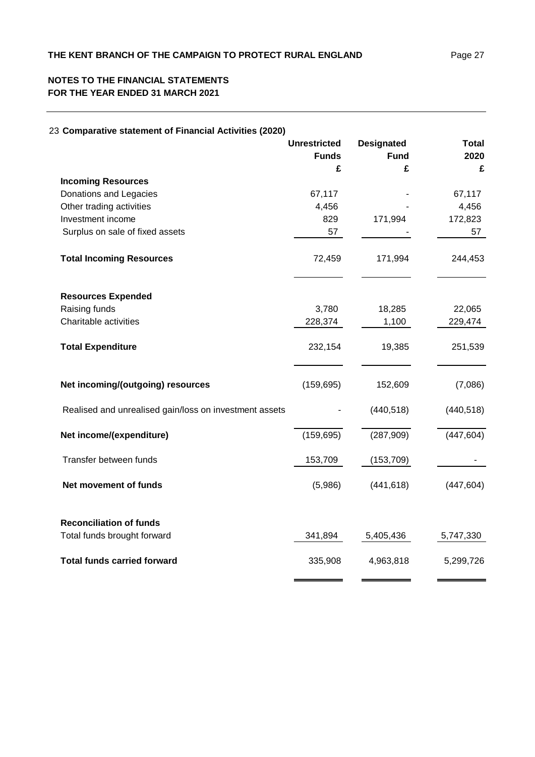**NOTES TO THE FINANCIAL STATEMENTS**
**FOR THE YEAR ENDED 31 MARCH 2021**

## 23 Comparative statement of Financial Activities (2020)

| | Unrestricted Funds | Designated Fund | Total 2020 |
|---|---|---|---|
| | £ | £ | £ |
| **Incoming Resources** | | | |
| Donations and Legacies | 67,117 | - | 67,117 |
| Other trading activities | 4,456 | - | 4,456 |
| Investment income | 829 | 171,994 | 172,823 |
| Surplus on sale of fixed assets | 57 | - | 57 |
| **Total Incoming Resources** | 72,459 | 171,994 | 244,453 |
| **Resources Expended** | | | |
| Raising funds | 3,780 | 18,285 | 22,065 |
| Charitable activities | 228,374 | 1,100 | 229,474 |
| **Total Expenditure** | 232,154 | 19,385 | 251,539 |
| **Net incoming/(outgoing) resources** | (159,695) | 152,609 | (7,086) |
| Realised and unrealised gain/loss on investment assets | - | (440,518) | (440,518) |
| **Net income/(expenditure)** | (159,695) | (287,909) | (447,604) |
| Transfer between funds | 153,709 | (153,709) | - |
| **Net movement of funds** | (5,986) | (441,618) | (447,604) |
| **Reconciliation of funds** | | | |
| Total funds brought forward | 341,894 | 5,405,436 | 5,747,330 |
| **Total funds carried forward** | 335,908 | 4,963,818 | 5,299,726 |